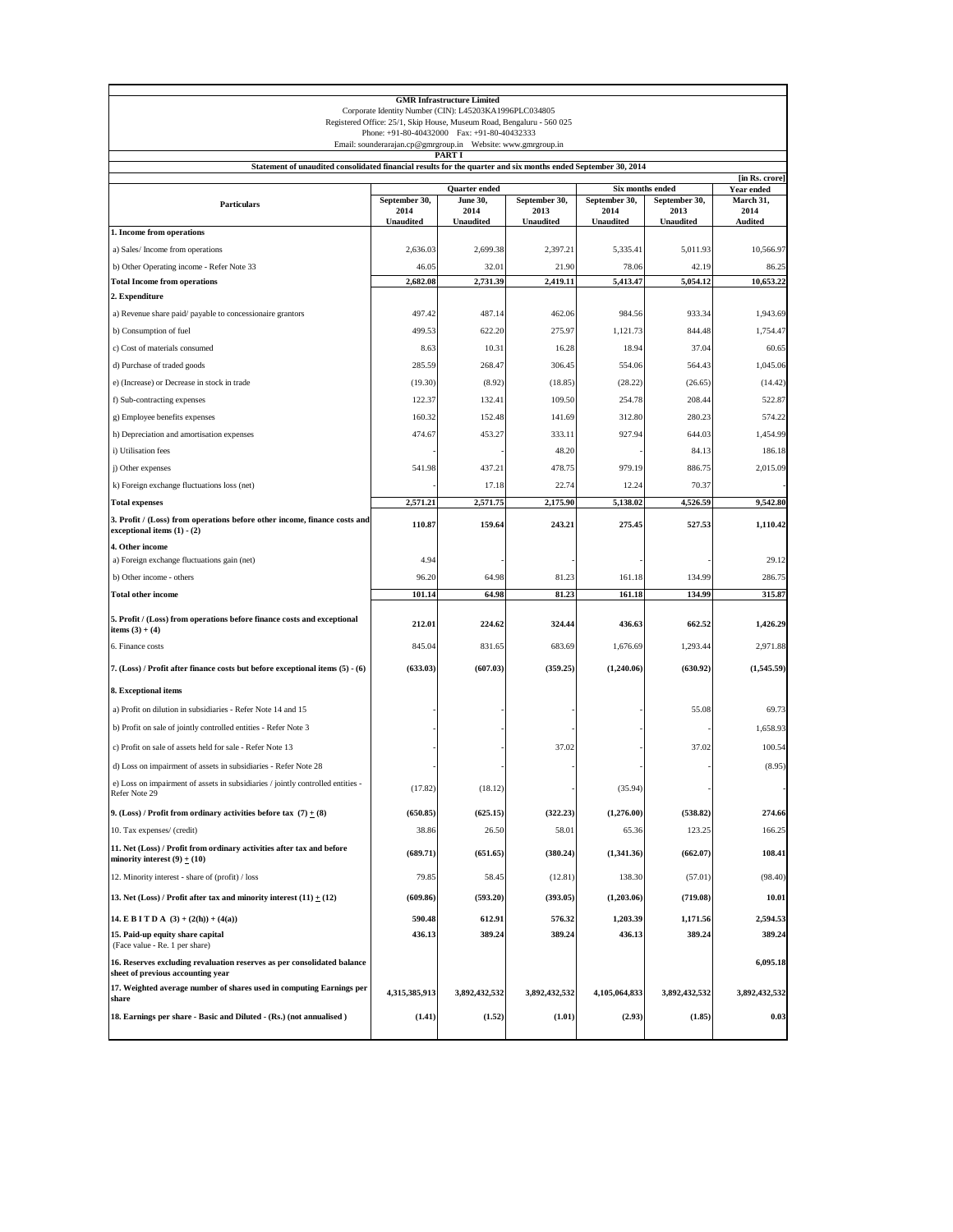**GMR Infrastructure Limited**
Corporate Identity Number (CIN): L45203KA1996PLC034805
Registered Office: 25/1, Skip House, Museum Road, Bengaluru - 560 025
Phone: +91-80-40432000 Fax: +91-80-40432333
Email: sounderarajan.cp@gmrgroup.in Website: www.gmrgroup.in

**PART I**

**Statement of unaudited consolidated financial results for the quarter and six months ended September 30, 2014**

[in Rs. crore]

| Particulars | Quarter ended | | | Six months ended | | Year ended |
|---|---|---|---|---|---|---|
| | September 30, 2014 Unaudited | June 30, 2014 Unaudited | September 30, 2013 Unaudited | September 30, 2014 Unaudited | September 30, 2013 Unaudited | March 31, 2014 Audited |
| **1. Income from operations** | | | | | | |
| a) Sales/ Income from operations | 2,636.03 | 2,699.38 | 2,397.21 | 5,335.41 | 5,011.93 | 10,566.97 |
| b) Other Operating income - Refer Note 33 | 46.05 | 32.01 | 21.90 | 78.06 | 42.19 | 86.25 |
| **Total Income from operations** | **2,682.08** | **2,731.39** | **2,419.11** | **5,413.47** | **5,054.12** | **10,653.22** |
| **2. Expenditure** | | | | | | |
| a) Revenue share paid/ payable to concessionaire grantors | 497.42 | 487.14 | 462.06 | 984.56 | 933.34 | 1,943.69 |
| b) Consumption of fuel | 499.53 | 622.20 | 275.97 | 1,121.73 | 844.48 | 1,754.47 |
| c) Cost of materials consumed | 8.63 | 10.31 | 16.28 | 18.94 | 37.04 | 60.65 |
| d) Purchase of traded goods | 285.59 | 268.47 | 306.45 | 554.06 | 564.43 | 1,045.06 |
| e) (Increase) or Decrease in stock in trade | (19.30) | (8.92) | (18.85) | (28.22) | (26.65) | (14.42) |
| f) Sub-contracting expenses | 122.37 | 132.41 | 109.50 | 254.78 | 208.44 | 522.87 |
| g) Employee benefits expenses | 160.32 | 152.48 | 141.69 | 312.80 | 280.23 | 574.22 |
| h) Depreciation and amortisation expenses | 474.67 | 453.27 | 333.11 | 927.94 | 644.03 | 1,454.99 |
| i) Utilisation fees | - | - | 48.20 | - | 84.13 | 186.18 |
| j) Other expenses | 541.98 | 437.21 | 478.75 | 979.19 | 886.75 | 2,015.09 |
| k) Foreign exchange fluctuations loss (net) | - | 17.18 | 22.74 | 12.24 | 70.37 | - |
| **Total expenses** | **2,571.21** | **2,571.75** | **2,175.90** | **5,138.02** | **4,526.59** | **9,542.80** |
| **3. Profit / (Loss) from operations before other income, finance costs and exceptional items (1) - (2)** | **110.87** | **159.64** | **243.21** | **275.45** | **527.53** | **1,110.42** |
| **4. Other income** | | | | | | |
| a) Foreign exchange fluctuations gain (net) | 4.94 | - | - | - | - | 29.12 |
| b) Other income - others | 96.20 | 64.98 | 81.23 | 161.18 | 134.99 | 286.75 |
| **Total other income** | **101.14** | **64.98** | **81.23** | **161.18** | **134.99** | **315.87** |
| **5. Profit / (Loss) from operations before finance costs and exceptional items (3) + (4)** | **212.01** | **224.62** | **324.44** | **436.63** | **662.52** | **1,426.29** |
| 6. Finance costs | 845.04 | 831.65 | 683.69 | 1,676.69 | 1,293.44 | 2,971.88 |
| **7. (Loss) / Profit after finance costs but before exceptional items (5) - (6)** | **(633.03)** | **(607.03)** | **(359.25)** | **(1,240.06)** | **(630.92)** | **(1,545.59)** |
| **8. Exceptional items** | | | | | | |
| a) Profit on dilution in subsidiaries - Refer Note 14 and 15 | - | - | - | - | 55.08 | 69.73 |
| b) Profit on sale of jointly controlled entities - Refer Note 3 | - | - | - | - | - | 1,658.93 |
| c) Profit on sale of assets held for sale - Refer Note 13 | - | - | 37.02 | - | 37.02 | 100.54 |
| d) Loss on impairment of assets in subsidiaries - Refer Note 28 | - | - | - | - | - | (8.95) |
| e) Loss on impairment of assets in subsidiaries / jointly controlled entities - Refer Note 29 | (17.82) | (18.12) | - | (35.94) | - | - |
| **9. (Loss) / Profit from ordinary activities before tax (7) ± (8)** | **(650.85)** | **(625.15)** | **(322.23)** | **(1,276.00)** | **(538.82)** | **274.66** |
| 10. Tax expenses/ (credit) | 38.86 | 26.50 | 58.01 | 65.36 | 123.25 | 166.25 |
| **11. Net (Loss) / Profit from ordinary activities after tax and before minority interest (9) ± (10)** | **(689.71)** | **(651.65)** | **(380.24)** | **(1,341.36)** | **(662.07)** | **108.41** |
| 12. Minority interest - share of (profit) / loss | 79.85 | 58.45 | (12.81) | 138.30 | (57.01) | (98.40) |
| **13. Net (Loss) / Profit after tax and minority interest (11) ± (12)** | **(609.86)** | **(593.20)** | **(393.05)** | **(1,203.06)** | **(719.08)** | **10.01** |
| **14. E B I T D A (3) + (2(h)) + (4(a))** | **590.48** | **612.91** | **576.32** | **1,203.39** | **1,171.56** | **2,594.53** |
| **15. Paid-up equity share capital** (Face value - Re. 1 per share) | **436.13** | **389.24** | **389.24** | **436.13** | **389.24** | **389.24** |
| **16. Reserves excluding revaluation reserves as per consolidated balance sheet of previous accounting year** | | | | | | **6,095.18** |
| **17. Weighted average number of shares used in computing Earnings per share** | **4,315,385,913** | **3,892,432,532** | **3,892,432,532** | **4,105,064,833** | **3,892,432,532** | **3,892,432,532** |
| **18. Earnings per share - Basic and Diluted - (Rs.) (not annualised )** | **(1.41)** | **(1.52)** | **(1.01)** | **(2.93)** | **(1.85)** | **0.03** |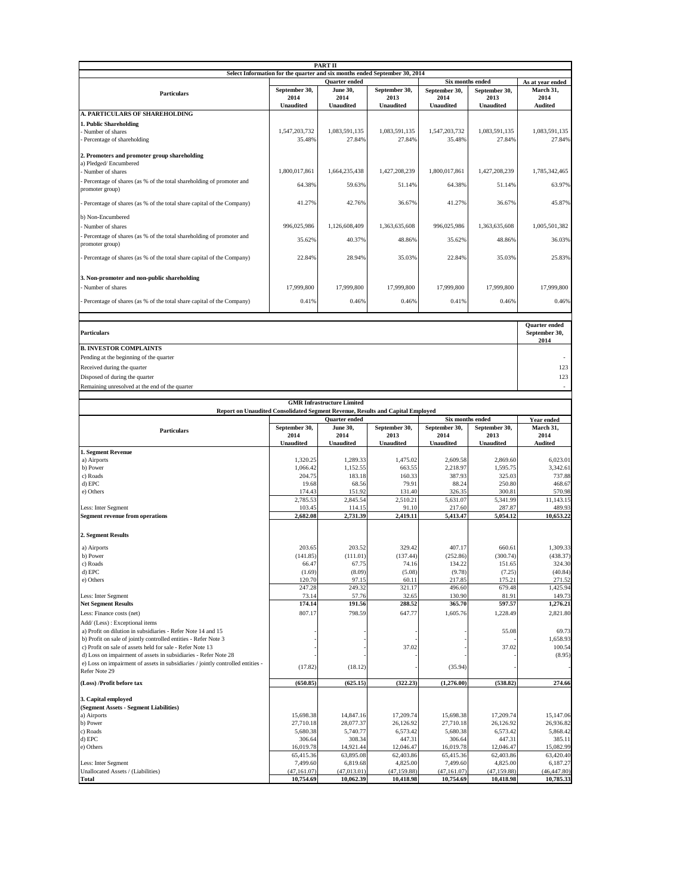## PART II

### Select Information for the quarter and six months ended September 30, 2014

| Particulars | Quarter ended | | | Six months ended | | As at year ended |
|---|---|---|---|---|---|---|
| | September 30, 2014 Unaudited | June 30, 2014 Unaudited | September 30, 2013 Unaudited | September 30, 2014 Unaudited | September 30, 2013 Unaudited | March 31, 2014 Audited |
| **A. PARTICULARS OF SHAREHOLDING** | | | | | | |
| **1. Public Shareholding** | | | | | | |
| - Number of shares | 1,547,203,732 | 1,083,591,135 | 1,083,591,135 | 1,547,203,732 | 1,083,591,135 | 1,083,591,135 |
| - Percentage of shareholding | 35.48% | 27.84% | 27.84% | 35.48% | 27.84% | 27.84% |
| **2. Promoters and promoter group shareholding** | | | | | | |
| a) Pledged/ Encumbered | | | | | | |
| - Number of shares | 1,800,017,861 | 1,664,235,438 | 1,427,208,239 | 1,800,017,861 | 1,427,208,239 | 1,785,342,465 |
| - Percentage of shares (as % of the total shareholding of promoter and promoter group) | 64.38% | 59.63% | 51.14% | 64.38% | 51.14% | 63.97% |
| - Percentage of shares (as % of the total share capital of the Company) | 41.27% | 42.76% | 36.67% | 41.27% | 36.67% | 45.87% |
| b) Non-Encumbered | | | | | | |
| - Number of shares | 996,025,986 | 1,126,608,409 | 1,363,635,608 | 996,025,986 | 1,363,635,608 | 1,005,501,382 |
| - Percentage of shares (as % of the total shareholding of promoter and promoter group) | 35.62% | 40.37% | 48.86% | 35.62% | 48.86% | 36.03% |
| - Percentage of shares (as % of the total share capital of the Company) | 22.84% | 28.94% | 35.03% | 22.84% | 35.03% | 25.83% |
| **3. Non-promoter and non-public shareholding** | | | | | | |
| - Number of shares | 17,999,800 | 17,999,800 | 17,999,800 | 17,999,800 | 17,999,800 | 17,999,800 |
| - Percentage of shares (as % of the total share capital of the Company) | 0.41% | 0.46% | 0.46% | 0.41% | 0.46% | 0.46% |

| Particulars | Quarter ended September 30, 2014 |
|---|---|
| **B. INVESTOR COMPLAINTS** | |
| Pending at the beginning of the quarter | - |
| Received during the quarter | 123 |
| Disposed of during the quarter | 123 |
| Remaining unresolved at the end of the quarter | - |

## GMR Infrastructure Limited

### Report on Unaudited Consolidated Segment Revenue, Results and Capital Employed

| Particulars | Quarter ended | | | Six months ended | | Year ended |
|---|---|---|---|---|---|---|
| | September 30, 2014 Unaudited | June 30, 2014 Unaudited | September 30, 2013 Unaudited | September 30, 2014 Unaudited | September 30, 2013 Unaudited | March 31, 2014 Audited |
| **1. Segment Revenue** | | | | | | |
| a) Airports | 1,320.25 | 1,289.33 | 1,475.02 | 2,609.58 | 2,869.60 | 6,023.01 |
| b) Power | 1,066.42 | 1,152.55 | 663.55 | 2,218.97 | 1,595.75 | 3,342.61 |
| c) Roads | 204.75 | 183.18 | 160.33 | 387.93 | 325.03 | 737.88 |
| d) EPC | 19.68 | 68.56 | 79.91 | 88.24 | 250.80 | 468.67 |
| e) Others | 174.43 | 151.92 | 131.40 | 326.35 | 300.81 | 570.98 |
| | 2,785.53 | 2,845.54 | 2,510.21 | 5,631.07 | 5,341.99 | 11,143.15 |
| Less: Inter Segment | 103.45 | 114.15 | 91.10 | 217.60 | 287.87 | 489.93 |
| **Segment revenue from operations** | **2,682.08** | **2,731.39** | **2,419.11** | **5,413.47** | **5,054.12** | **10,653.22** |
| **2. Segment Results** | | | | | | |
| a) Airports | 203.65 | 203.52 | 329.42 | 407.17 | 660.61 | 1,309.33 |
| b) Power | (141.85) | (111.01) | (137.44) | (252.86) | (300.74) | (438.37) |
| c) Roads | 66.47 | 67.75 | 74.16 | 134.22 | 151.65 | 324.30 |
| d) EPC | (1.69) | (8.09) | (5.08) | (9.78) | (7.25) | (40.84) |
| e) Others | 120.70 | 97.15 | 60.11 | 217.85 | 175.21 | 271.52 |
| | 247.28 | 249.32 | 321.17 | 496.60 | 679.48 | 1,425.94 |
| Less: Inter Segment | 73.14 | 57.76 | 32.65 | 130.90 | 81.91 | 149.73 |
| **Net Segment Results** | **174.14** | **191.56** | **288.52** | **365.70** | **597.57** | **1,276.21** |
| Less: Finance costs (net) | 807.17 | 798.59 | 647.77 | 1,605.76 | 1,228.49 | 2,821.80 |
| Add/ (Less) : Exceptional items | | | | | | |
| a) Profit on dilution in subsidiaries - Refer Note 14 and 15 | - | - | - | - | 55.08 | 69.73 |
| b) Profit on sale of jointly controlled entities - Refer Note 3 | - | - | - | - | - | 1,658.93 |
| c) Profit on sale of assets held for sale - Refer Note 13 | - | - | 37.02 | - | 37.02 | 100.54 |
| d) Loss on impairment of assets in subsidiaries - Refer Note 28 | - | - | - | - | - | (8.95) |
| e) Loss on impairment of assets in subsidiaries / jointly controlled entities - Refer Note 29 | (17.82) | (18.12) | - | (35.94) | - | - |
| **(Loss) /Profit before tax** | **(650.85)** | **(625.15)** | **(322.23)** | **(1,276.00)** | **(538.82)** | **274.66** |
| **3. Capital employed** | | | | | | |
| **(Segment Assets - Segment Liabilities)** | | | | | | |
| a) Airports | 15,698.38 | 14,847.16 | 17,209.74 | 15,698.38 | 17,209.74 | 15,147.06 |
| b) Power | 27,710.18 | 28,077.37 | 26,126.92 | 27,710.18 | 26,126.92 | 26,936.82 |
| c) Roads | 5,680.38 | 5,740.77 | 6,573.42 | 5,680.38 | 6,573.42 | 5,868.42 |
| d) EPC | 306.64 | 308.34 | 447.31 | 306.64 | 447.31 | 385.11 |
| e) Others | 16,019.78 | 14,921.44 | 12,046.47 | 16,019.78 | 12,046.47 | 15,082.99 |
| | 65,415.36 | 63,895.08 | 62,403.86 | 65,415.36 | 62,403.86 | 63,420.40 |
| Less: Inter Segment | 7,499.60 | 6,819.68 | 4,825.00 | 7,499.60 | 4,825.00 | 6,187.27 |
| Unallocated Assets / (Liabilities) | (47,161.07) | (47,013.01) | (47,159.88) | (47,161.07) | (47,159.88) | (46,447.80) |
| **Total** | **10,754.69** | **10,062.39** | **10,418.98** | **10,754.69** | **10,418.98** | **10,785.33** |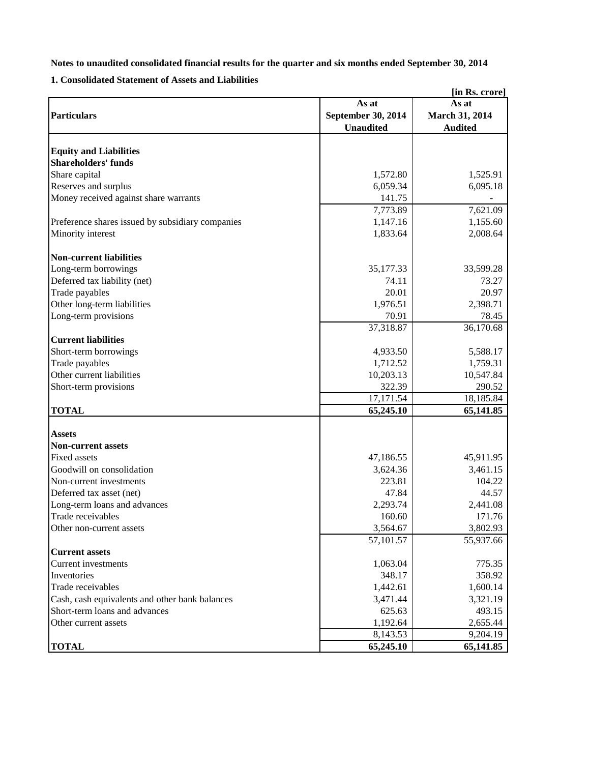**Notes to unaudited consolidated financial results for the quarter and six months ended September 30, 2014**

**1. Consolidated Statement of Assets and Liabilities**

[in Rs. crore]

| Particulars | As at September 30, 2014 Unaudited | As at March 31, 2014 Audited |
|---|---|---|
| **Equity and Liabilities** | | |
| **Shareholders' funds** | | |
| Share capital | 1,572.80 | 1,525.91 |
| Reserves and surplus | 6,059.34 | 6,095.18 |
| Money received against share warrants | 141.75 | - |
| | 7,773.89 | 7,621.09 |
| Preference shares issued by subsidiary companies | 1,147.16 | 1,155.60 |
| Minority interest | 1,833.64 | 2,008.64 |
| **Non-current liabilities** | | |
| Long-term borrowings | 35,177.33 | 33,599.28 |
| Deferred tax liability (net) | 74.11 | 73.27 |
| Trade payables | 20.01 | 20.97 |
| Other long-term liabilities | 1,976.51 | 2,398.71 |
| Long-term provisions | 70.91 | 78.45 |
| | 37,318.87 | 36,170.68 |
| **Current liabilities** | | |
| Short-term borrowings | 4,933.50 | 5,588.17 |
| Trade payables | 1,712.52 | 1,759.31 |
| Other current liabilities | 10,203.13 | 10,547.84 |
| Short-term provisions | 322.39 | 290.52 |
| | 17,171.54 | 18,185.84 |
| **TOTAL** | **65,245.10** | **65,141.85** |
| **Assets** | | |
| **Non-current assets** | | |
| Fixed assets | 47,186.55 | 45,911.95 |
| Goodwill on consolidation | 3,624.36 | 3,461.15 |
| Non-current investments | 223.81 | 104.22 |
| Deferred tax asset (net) | 47.84 | 44.57 |
| Long-term loans and advances | 2,293.74 | 2,441.08 |
| Trade receivables | 160.60 | 171.76 |
| Other non-current assets | 3,564.67 | 3,802.93 |
| | 57,101.57 | 55,937.66 |
| **Current assets** | | |
| Current investments | 1,063.04 | 775.35 |
| Inventories | 348.17 | 358.92 |
| Trade receivables | 1,442.61 | 1,600.14 |
| Cash, cash equivalents and other bank balances | 3,471.44 | 3,321.19 |
| Short-term loans and advances | 625.63 | 493.15 |
| Other current assets | 1,192.64 | 2,655.44 |
| | 8,143.53 | 9,204.19 |
| **TOTAL** | **65,245.10** | **65,141.85** |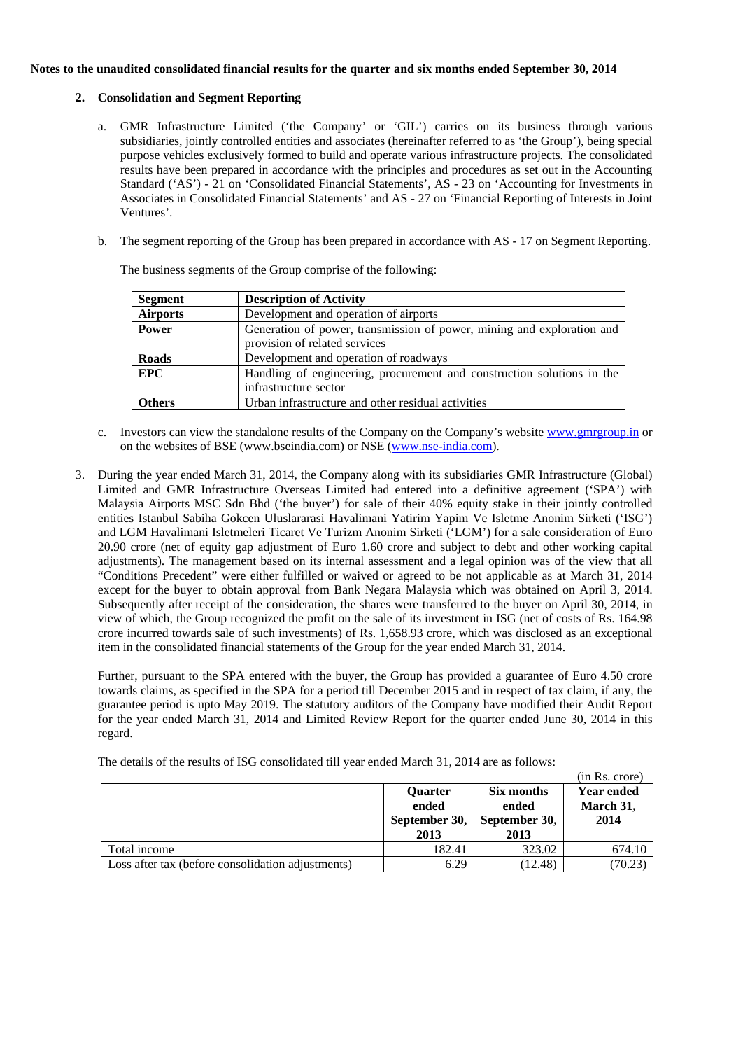**Notes to the unaudited consolidated financial results for the quarter and six months ended September 30, 2014**

2. **Consolidation and Segment Reporting**

   a. GMR Infrastructure Limited ('the Company' or 'GIL') carries on its business through various subsidiaries, jointly controlled entities and associates (hereinafter referred to as 'the Group'), being special purpose vehicles exclusively formed to build and operate various infrastructure projects. The consolidated results have been prepared in accordance with the principles and procedures as set out in the Accounting Standard ('AS') - 21 on 'Consolidated Financial Statements', AS - 23 on 'Accounting for Investments in Associates in Consolidated Financial Statements' and AS - 27 on 'Financial Reporting of Interests in Joint Ventures'.

   b. The segment reporting of the Group has been prepared in accordance with AS - 17 on Segment Reporting.

   The business segments of the Group comprise of the following:

   | Segment | Description of Activity |
   |---|---|
   | **Airports** | Development and operation of airports |
   | **Power** | Generation of power, transmission of power, mining and exploration and provision of related services |
   | **Roads** | Development and operation of roadways |
   | **EPC** | Handling of engineering, procurement and construction solutions in the infrastructure sector |
   | **Others** | Urban infrastructure and other residual activities |

   c. Investors can view the standalone results of the Company on the Company's website www.gmrgroup.in or on the websites of BSE (www.bseindia.com) or NSE (www.nse-india.com).

3. During the year ended March 31, 2014, the Company along with its subsidiaries GMR Infrastructure (Global) Limited and GMR Infrastructure Overseas Limited had entered into a definitive agreement ('SPA') with Malaysia Airports MSC Sdn Bhd ('the buyer') for sale of their 40% equity stake in their jointly controlled entities Istanbul Sabiha Gokcen Uluslararasi Havalimani Yatirim Yapim Ve Isletme Anonim Sirketi ('ISG') and LGM Havalimani Isletmeleri Ticaret Ve Turizm Anonim Sirketi ('LGM') for a sale consideration of Euro 20.90 crore (net of equity gap adjustment of Euro 1.60 crore and subject to debt and other working capital adjustments). The management based on its internal assessment and a legal opinion was of the view that all "Conditions Precedent" were either fulfilled or waived or agreed to be not applicable as at March 31, 2014 except for the buyer to obtain approval from Bank Negara Malaysia which was obtained on April 3, 2014. Subsequently after receipt of the consideration, the shares were transferred to the buyer on April 30, 2014, in view of which, the Group recognized the profit on the sale of its investment in ISG (net of costs of Rs. 164.98 crore incurred towards sale of such investments) of Rs. 1,658.93 crore, which was disclosed as an exceptional item in the consolidated financial statements of the Group for the year ended March 31, 2014.

   Further, pursuant to the SPA entered with the buyer, the Group has provided a guarantee of Euro 4.50 crore towards claims, as specified in the SPA for a period till December 2015 and in respect of tax claim, if any, the guarantee period is upto May 2019. The statutory auditors of the Company have modified their Audit Report for the year ended March 31, 2014 and Limited Review Report for the quarter ended June 30, 2014 in this regard.

   The details of the results of ISG consolidated till year ended March 31, 2014 are as follows:

   (in Rs. crore)

   | | Quarter ended September 30, 2013 | Six months ended September 30, 2013 | Year ended March 31, 2014 |
   |---|---|---|---|
   | Total income | 182.41 | 323.02 | 674.10 |
   | Loss after tax (before consolidation adjustments) | 6.29 | (12.48) | (70.23) |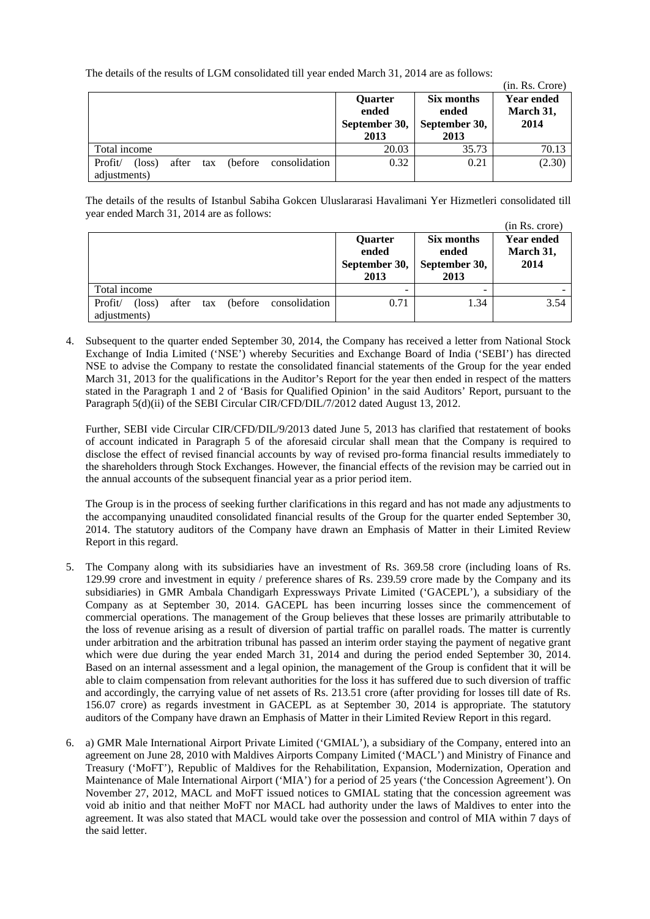The details of the results of LGM consolidated till year ended March 31, 2014 are as follows:

(in. Rs. Crore)

| | Quarter ended September 30, 2013 | Six months ended September 30, 2013 | Year ended March 31, 2014 |
|---|---|---|---|
| Total income | 20.03 | 35.73 | 70.13 |
| Profit/ (loss) after tax (before consolidation adjustments) | 0.32 | 0.21 | (2.30) |

The details of the results of Istanbul Sabiha Gokcen Uluslararasi Havalimani Yer Hizmetleri consolidated till year ended March 31, 2014 are as follows:

(in Rs. crore)

| | Quarter ended September 30, 2013 | Six months ended September 30, 2013 | Year ended March 31, 2014 |
|---|---|---|---|
| Total income | - | - | - |
| Profit/ (loss) after tax (before consolidation adjustments) | 0.71 | 1.34 | 3.54 |

4. Subsequent to the quarter ended September 30, 2014, the Company has received a letter from National Stock Exchange of India Limited ('NSE') whereby Securities and Exchange Board of India ('SEBI') has directed NSE to advise the Company to restate the consolidated financial statements of the Group for the year ended March 31, 2013 for the qualifications in the Auditor's Report for the year then ended in respect of the matters stated in the Paragraph 1 and 2 of 'Basis for Qualified Opinion' in the said Auditors' Report, pursuant to the Paragraph 5(d)(ii) of the SEBI Circular CIR/CFD/DIL/7/2012 dated August 13, 2012.

   Further, SEBI vide Circular CIR/CFD/DIL/9/2013 dated June 5, 2013 has clarified that restatement of books of account indicated in Paragraph 5 of the aforesaid circular shall mean that the Company is required to disclose the effect of revised financial accounts by way of revised pro-forma financial results immediately to the shareholders through Stock Exchanges. However, the financial effects of the revision may be carried out in the annual accounts of the subsequent financial year as a prior period item.

   The Group is in the process of seeking further clarifications in this regard and has not made any adjustments to the accompanying unaudited consolidated financial results of the Group for the quarter ended September 30, 2014. The statutory auditors of the Company have drawn an Emphasis of Matter in their Limited Review Report in this regard.

5. The Company along with its subsidiaries have an investment of Rs. 369.58 crore (including loans of Rs. 129.99 crore and investment in equity / preference shares of Rs. 239.59 crore made by the Company and its subsidiaries) in GMR Ambala Chandigarh Expressways Private Limited ('GACEPL'), a subsidiary of the Company as at September 30, 2014. GACEPL has been incurring losses since the commencement of commercial operations. The management of the Group believes that these losses are primarily attributable to the loss of revenue arising as a result of diversion of partial traffic on parallel roads. The matter is currently under arbitration and the arbitration tribunal has passed an interim order staying the payment of negative grant which were due during the year ended March 31, 2014 and during the period ended September 30, 2014. Based on an internal assessment and a legal opinion, the management of the Group is confident that it will be able to claim compensation from relevant authorities for the loss it has suffered due to such diversion of traffic and accordingly, the carrying value of net assets of Rs. 213.51 crore (after providing for losses till date of Rs. 156.07 crore) as regards investment in GACEPL as at September 30, 2014 is appropriate. The statutory auditors of the Company have drawn an Emphasis of Matter in their Limited Review Report in this regard.

6. a) GMR Male International Airport Private Limited ('GMIAL'), a subsidiary of the Company, entered into an agreement on June 28, 2010 with Maldives Airports Company Limited ('MACL') and Ministry of Finance and Treasury ('MoFT'), Republic of Maldives for the Rehabilitation, Expansion, Modernization, Operation and Maintenance of Male International Airport ('MIA') for a period of 25 years ('the Concession Agreement'). On November 27, 2012, MACL and MoFT issued notices to GMIAL stating that the concession agreement was void ab initio and that neither MoFT nor MACL had authority under the laws of Maldives to enter into the agreement. It was also stated that MACL would take over the possession and control of MIA within 7 days of the said letter.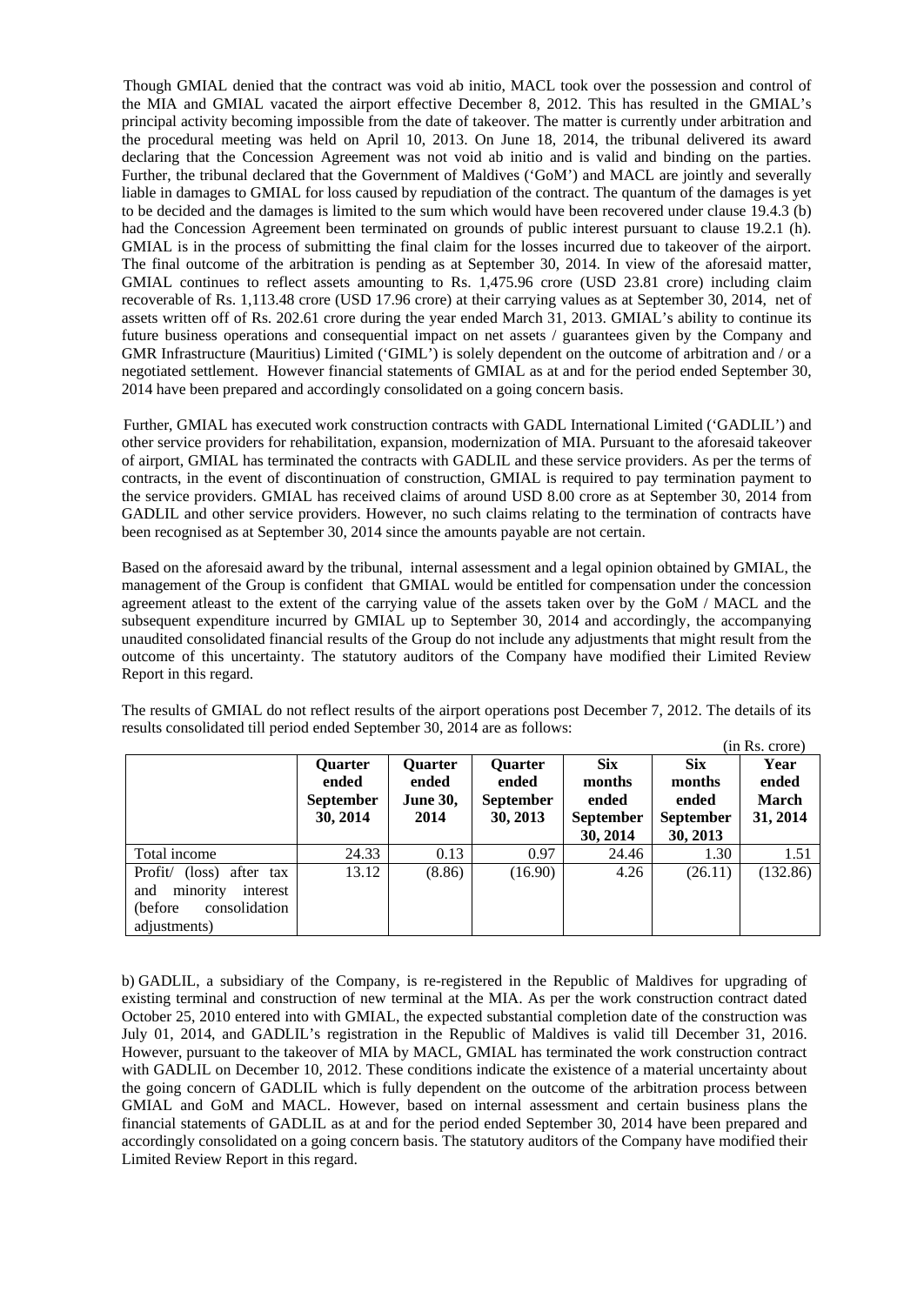Though GMIAL denied that the contract was void ab initio, MACL took over the possession and control of the MIA and GMIAL vacated the airport effective December 8, 2012. This has resulted in the GMIAL's principal activity becoming impossible from the date of takeover. The matter is currently under arbitration and the procedural meeting was held on April 10, 2013. On June 18, 2014, the tribunal delivered its award declaring that the Concession Agreement was not void ab initio and is valid and binding on the parties. Further, the tribunal declared that the Government of Maldives ('GoM') and MACL are jointly and severally liable in damages to GMIAL for loss caused by repudiation of the contract. The quantum of the damages is yet to be decided and the damages is limited to the sum which would have been recovered under clause 19.4.3 (b) had the Concession Agreement been terminated on grounds of public interest pursuant to clause 19.2.1 (h). GMIAL is in the process of submitting the final claim for the losses incurred due to takeover of the airport. The final outcome of the arbitration is pending as at September 30, 2014. In view of the aforesaid matter, GMIAL continues to reflect assets amounting to Rs. 1,475.96 crore (USD 23.81 crore) including claim recoverable of Rs. 1,113.48 crore (USD 17.96 crore) at their carrying values as at September 30, 2014, net of assets written off of Rs. 202.61 crore during the year ended March 31, 2013. GMIAL's ability to continue its future business operations and consequential impact on net assets / guarantees given by the Company and GMR Infrastructure (Mauritius) Limited ('GIML') is solely dependent on the outcome of arbitration and / or a negotiated settlement. However financial statements of GMIAL as at and for the period ended September 30, 2014 have been prepared and accordingly consolidated on a going concern basis.

Further, GMIAL has executed work construction contracts with GADL International Limited ('GADLIL') and other service providers for rehabilitation, expansion, modernization of MIA. Pursuant to the aforesaid takeover of airport, GMIAL has terminated the contracts with GADLIL and these service providers. As per the terms of contracts, in the event of discontinuation of construction, GMIAL is required to pay termination payment to the service providers. GMIAL has received claims of around USD 8.00 crore as at September 30, 2014 from GADLIL and other service providers. However, no such claims relating to the termination of contracts have been recognised as at September 30, 2014 since the amounts payable are not certain.

Based on the aforesaid award by the tribunal, internal assessment and a legal opinion obtained by GMIAL, the management of the Group is confident that GMIAL would be entitled for compensation under the concession agreement atleast to the extent of the carrying value of the assets taken over by the GoM / MACL and the subsequent expenditure incurred by GMIAL up to September 30, 2014 and accordingly, the accompanying unaudited consolidated financial results of the Group do not include any adjustments that might result from the outcome of this uncertainty. The statutory auditors of the Company have modified their Limited Review Report in this regard.

The results of GMIAL do not reflect results of the airport operations post December 7, 2012. The details of its results consolidated till period ended September 30, 2014 are as follows:

(in Rs. crore)

| | Quarter ended September 30, 2014 | Quarter ended June 30, 2014 | Quarter ended September 30, 2013 | Six months ended September 30, 2014 | Six months ended September 30, 2013 | Year ended March 31, 2014 |
|---|---|---|---|---|---|---|
| Total income | 24.33 | 0.13 | 0.97 | 24.46 | 1.30 | 1.51 |
| Profit/ (loss) after tax and minority interest (before consolidation adjustments) | 13.12 | (8.86) | (16.90) | 4.26 | (26.11) | (132.86) |

b) GADLIL, a subsidiary of the Company, is re-registered in the Republic of Maldives for upgrading of existing terminal and construction of new terminal at the MIA. As per the work construction contract dated October 25, 2010 entered into with GMIAL, the expected substantial completion date of the construction was July 01, 2014, and GADLIL's registration in the Republic of Maldives is valid till December 31, 2016. However, pursuant to the takeover of MIA by MACL, GMIAL has terminated the work construction contract with GADLIL on December 10, 2012. These conditions indicate the existence of a material uncertainty about the going concern of GADLIL which is fully dependent on the outcome of the arbitration process between GMIAL and GoM and MACL. However, based on internal assessment and certain business plans the financial statements of GADLIL as at and for the period ended September 30, 2014 have been prepared and accordingly consolidated on a going concern basis. The statutory auditors of the Company have modified their Limited Review Report in this regard.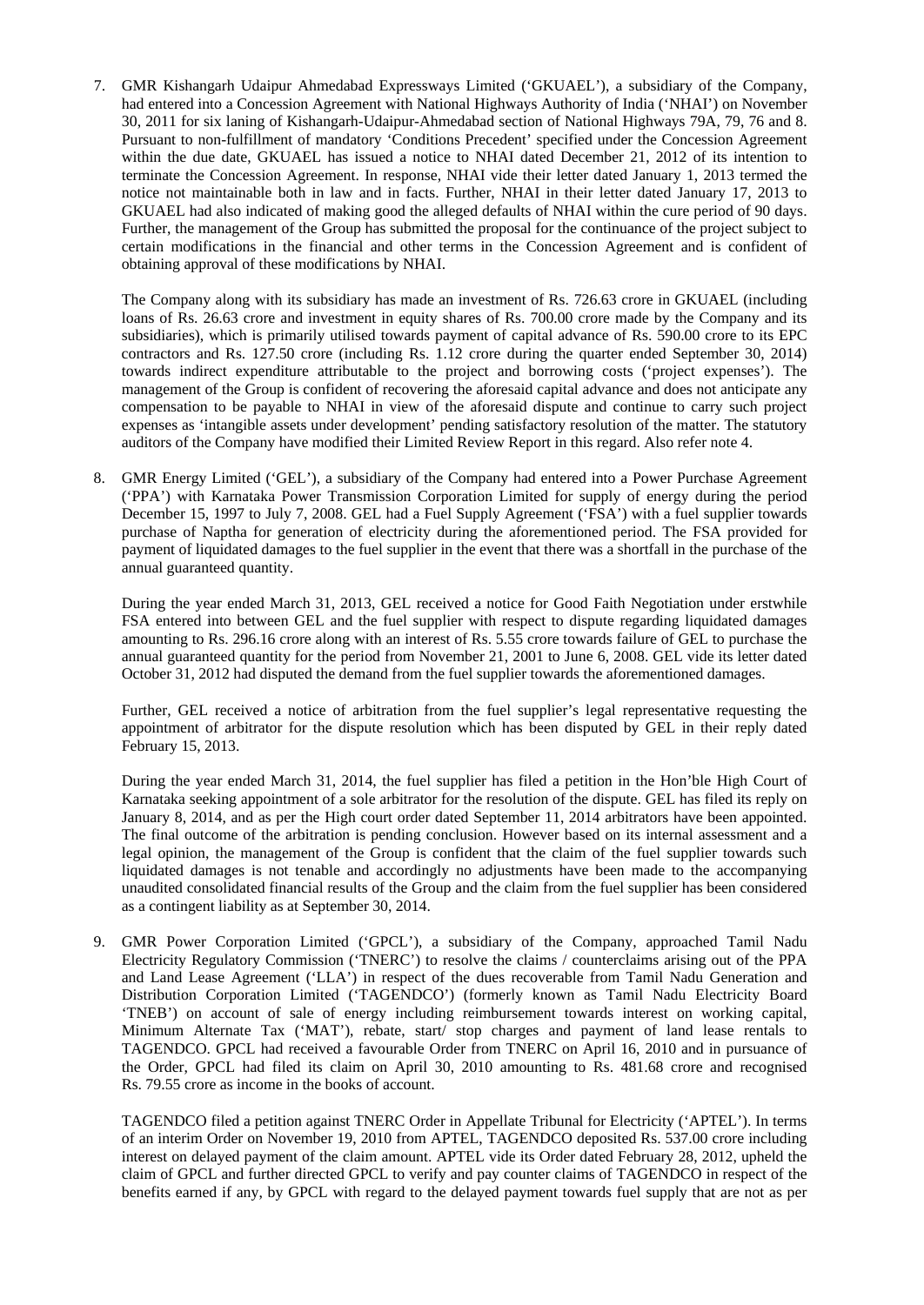7. GMR Kishangarh Udaipur Ahmedabad Expressways Limited ('GKUAEL'), a subsidiary of the Company, had entered into a Concession Agreement with National Highways Authority of India ('NHAI') on November 30, 2011 for six laning of Kishangarh-Udaipur-Ahmedabad section of National Highways 79A, 79, 76 and 8. Pursuant to non-fulfillment of mandatory 'Conditions Precedent' specified under the Concession Agreement within the due date, GKUAEL has issued a notice to NHAI dated December 21, 2012 of its intention to terminate the Concession Agreement. In response, NHAI vide their letter dated January 1, 2013 termed the notice not maintainable both in law and in facts. Further, NHAI in their letter dated January 17, 2013 to GKUAEL had also indicated of making good the alleged defaults of NHAI within the cure period of 90 days. Further, the management of the Group has submitted the proposal for the continuance of the project subject to certain modifications in the financial and other terms in the Concession Agreement and is confident of obtaining approval of these modifications by NHAI.

   The Company along with its subsidiary has made an investment of Rs. 726.63 crore in GKUAEL (including loans of Rs. 26.63 crore and investment in equity shares of Rs. 700.00 crore made by the Company and its subsidiaries), which is primarily utilised towards payment of capital advance of Rs. 590.00 crore to its EPC contractors and Rs. 127.50 crore (including Rs. 1.12 crore during the quarter ended September 30, 2014) towards indirect expenditure attributable to the project and borrowing costs ('project expenses'). The management of the Group is confident of recovering the aforesaid capital advance and does not anticipate any compensation to be payable to NHAI in view of the aforesaid dispute and continue to carry such project expenses as 'intangible assets under development' pending satisfactory resolution of the matter. The statutory auditors of the Company have modified their Limited Review Report in this regard. Also refer note 4.

8. GMR Energy Limited ('GEL'), a subsidiary of the Company had entered into a Power Purchase Agreement ('PPA') with Karnataka Power Transmission Corporation Limited for supply of energy during the period December 15, 1997 to July 7, 2008. GEL had a Fuel Supply Agreement ('FSA') with a fuel supplier towards purchase of Naptha for generation of electricity during the aforementioned period. The FSA provided for payment of liquidated damages to the fuel supplier in the event that there was a shortfall in the purchase of the annual guaranteed quantity.

   During the year ended March 31, 2013, GEL received a notice for Good Faith Negotiation under erstwhile FSA entered into between GEL and the fuel supplier with respect to dispute regarding liquidated damages amounting to Rs. 296.16 crore along with an interest of Rs. 5.55 crore towards failure of GEL to purchase the annual guaranteed quantity for the period from November 21, 2001 to June 6, 2008. GEL vide its letter dated October 31, 2012 had disputed the demand from the fuel supplier towards the aforementioned damages.

   Further, GEL received a notice of arbitration from the fuel supplier's legal representative requesting the appointment of arbitrator for the dispute resolution which has been disputed by GEL in their reply dated February 15, 2013.

   During the year ended March 31, 2014, the fuel supplier has filed a petition in the Hon'ble High Court of Karnataka seeking appointment of a sole arbitrator for the resolution of the dispute. GEL has filed its reply on January 8, 2014, and as per the High court order dated September 11, 2014 arbitrators have been appointed. The final outcome of the arbitration is pending conclusion. However based on its internal assessment and a legal opinion, the management of the Group is confident that the claim of the fuel supplier towards such liquidated damages is not tenable and accordingly no adjustments have been made to the accompanying unaudited consolidated financial results of the Group and the claim from the fuel supplier has been considered as a contingent liability as at September 30, 2014.

9. GMR Power Corporation Limited ('GPCL'), a subsidiary of the Company, approached Tamil Nadu Electricity Regulatory Commission ('TNERC') to resolve the claims / counterclaims arising out of the PPA and Land Lease Agreement ('LLA') in respect of the dues recoverable from Tamil Nadu Generation and Distribution Corporation Limited ('TAGENDCO') (formerly known as Tamil Nadu Electricity Board 'TNEB') on account of sale of energy including reimbursement towards interest on working capital, Minimum Alternate Tax ('MAT'), rebate, start/ stop charges and payment of land lease rentals to TAGENDCO. GPCL had received a favourable Order from TNERC on April 16, 2010 and in pursuance of the Order, GPCL had filed its claim on April 30, 2010 amounting to Rs. 481.68 crore and recognised Rs. 79.55 crore as income in the books of account.

   TAGENDCO filed a petition against TNERC Order in Appellate Tribunal for Electricity ('APTEL'). In terms of an interim Order on November 19, 2010 from APTEL, TAGENDCO deposited Rs. 537.00 crore including interest on delayed payment of the claim amount. APTEL vide its Order dated February 28, 2012, upheld the claim of GPCL and further directed GPCL to verify and pay counter claims of TAGENDCO in respect of the benefits earned if any, by GPCL with regard to the delayed payment towards fuel supply that are not as per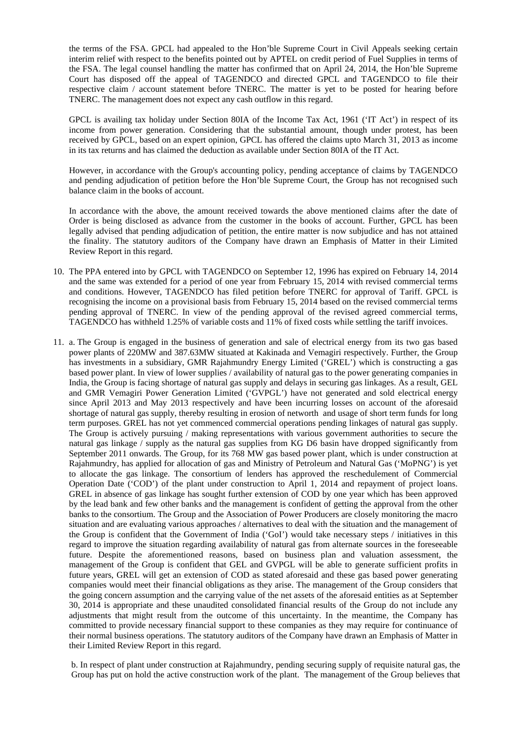the terms of the FSA. GPCL had appealed to the Hon'ble Supreme Court in Civil Appeals seeking certain interim relief with respect to the benefits pointed out by APTEL on credit period of Fuel Supplies in terms of the FSA. The legal counsel handling the matter has confirmed that on April 24, 2014, the Hon'ble Supreme Court has disposed off the appeal of TAGENDCO and directed GPCL and TAGENDCO to file their respective claim / account statement before TNERC. The matter is yet to be posted for hearing before TNERC. The management does not expect any cash outflow in this regard.

GPCL is availing tax holiday under Section 80IA of the Income Tax Act, 1961 ('IT Act') in respect of its income from power generation. Considering that the substantial amount, though under protest, has been received by GPCL, based on an expert opinion, GPCL has offered the claims upto March 31, 2013 as income in its tax returns and has claimed the deduction as available under Section 80IA of the IT Act.

However, in accordance with the Group's accounting policy, pending acceptance of claims by TAGENDCO and pending adjudication of petition before the Hon'ble Supreme Court, the Group has not recognised such balance claim in the books of account.

In accordance with the above, the amount received towards the above mentioned claims after the date of Order is being disclosed as advance from the customer in the books of account. Further, GPCL has been legally advised that pending adjudication of petition, the entire matter is now subjudice and has not attained the finality. The statutory auditors of the Company have drawn an Emphasis of Matter in their Limited Review Report in this regard.

10. The PPA entered into by GPCL with TAGENDCO on September 12, 1996 has expired on February 14, 2014 and the same was extended for a period of one year from February 15, 2014 with revised commercial terms and conditions. However, TAGENDCO has filed petition before TNERC for approval of Tariff. GPCL is recognising the income on a provisional basis from February 15, 2014 based on the revised commercial terms pending approval of TNERC. In view of the pending approval of the revised agreed commercial terms, TAGENDCO has withheld 1.25% of variable costs and 11% of fixed costs while settling the tariff invoices.

11. a. The Group is engaged in the business of generation and sale of electrical energy from its two gas based power plants of 220MW and 387.63MW situated at Kakinada and Vemagiri respectively. Further, the Group has investments in a subsidiary, GMR Rajahmundry Energy Limited ('GREL') which is constructing a gas based power plant. In view of lower supplies / availability of natural gas to the power generating companies in India, the Group is facing shortage of natural gas supply and delays in securing gas linkages. As a result, GEL and GMR Vemagiri Power Generation Limited ('GVPGL') have not generated and sold electrical energy since April 2013 and May 2013 respectively and have been incurring losses on account of the aforesaid shortage of natural gas supply, thereby resulting in erosion of networth and usage of short term funds for long term purposes. GREL has not yet commenced commercial operations pending linkages of natural gas supply. The Group is actively pursuing / making representations with various government authorities to secure the natural gas linkage / supply as the natural gas supplies from KG D6 basin have dropped significantly from September 2011 onwards. The Group, for its 768 MW gas based power plant, which is under construction at Rajahmundry, has applied for allocation of gas and Ministry of Petroleum and Natural Gas ('MoPNG') is yet to allocate the gas linkage. The consortium of lenders has approved the reschedulement of Commercial Operation Date ('COD') of the plant under construction to April 1, 2014 and repayment of project loans. GREL in absence of gas linkage has sought further extension of COD by one year which has been approved by the lead bank and few other banks and the management is confident of getting the approval from the other banks to the consortium. The Group and the Association of Power Producers are closely monitoring the macro situation and are evaluating various approaches / alternatives to deal with the situation and the management of the Group is confident that the Government of India ('GoI') would take necessary steps / initiatives in this regard to improve the situation regarding availability of natural gas from alternate sources in the foreseeable future. Despite the aforementioned reasons, based on business plan and valuation assessment, the management of the Group is confident that GEL and GVPGL will be able to generate sufficient profits in future years, GREL will get an extension of COD as stated aforesaid and these gas based power generating companies would meet their financial obligations as they arise. The management of the Group considers that the going concern assumption and the carrying value of the net assets of the aforesaid entities as at September 30, 2014 is appropriate and these unaudited consolidated financial results of the Group do not include any adjustments that might result from the outcome of this uncertainty. In the meantime, the Company has committed to provide necessary financial support to these companies as they may require for continuance of their normal business operations. The statutory auditors of the Company have drawn an Emphasis of Matter in their Limited Review Report in this regard.

    b. In respect of plant under construction at Rajahmundry, pending securing supply of requisite natural gas, the Group has put on hold the active construction work of the plant. The management of the Group believes that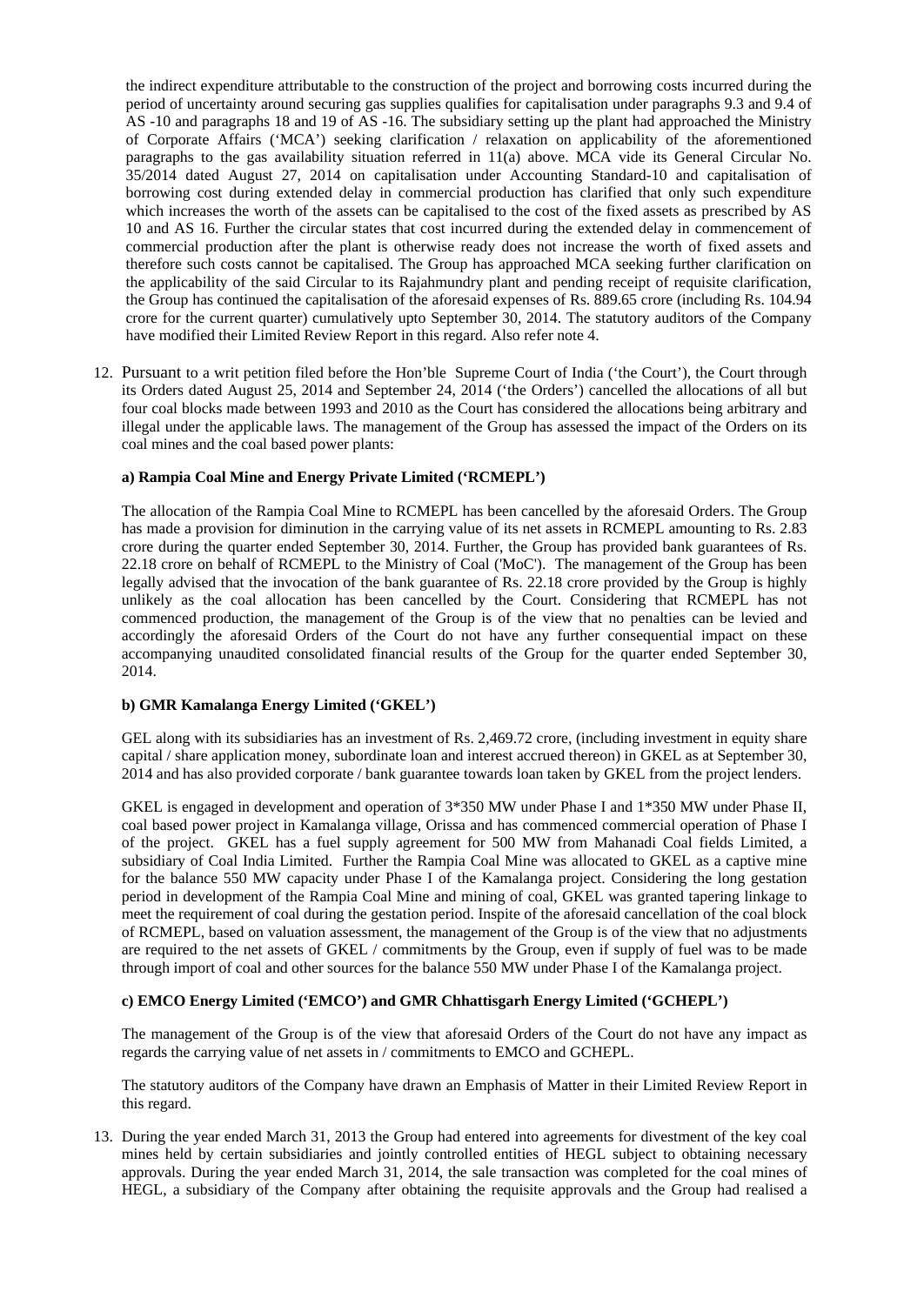the indirect expenditure attributable to the construction of the project and borrowing costs incurred during the period of uncertainty around securing gas supplies qualifies for capitalisation under paragraphs 9.3 and 9.4 of AS -10 and paragraphs 18 and 19 of AS -16. The subsidiary setting up the plant had approached the Ministry of Corporate Affairs ('MCA') seeking clarification / relaxation on applicability of the aforementioned paragraphs to the gas availability situation referred in 11(a) above. MCA vide its General Circular No. 35/2014 dated August 27, 2014 on capitalisation under Accounting Standard-10 and capitalisation of borrowing cost during extended delay in commercial production has clarified that only such expenditure which increases the worth of the assets can be capitalised to the cost of the fixed assets as prescribed by AS 10 and AS 16. Further the circular states that cost incurred during the extended delay in commencement of commercial production after the plant is otherwise ready does not increase the worth of fixed assets and therefore such costs cannot be capitalised. The Group has approached MCA seeking further clarification on the applicability of the said Circular to its Rajahmundry plant and pending receipt of requisite clarification, the Group has continued the capitalisation of the aforesaid expenses of Rs. 889.65 crore (including Rs. 104.94 crore for the current quarter) cumulatively upto September 30, 2014. The statutory auditors of the Company have modified their Limited Review Report in this regard. Also refer note 4.

12. Pursuant to a writ petition filed before the Hon'ble Supreme Court of India ('the Court'), the Court through its Orders dated August 25, 2014 and September 24, 2014 ('the Orders') cancelled the allocations of all but four coal blocks made between 1993 and 2010 as the Court has considered the allocations being arbitrary and illegal under the applicable laws. The management of the Group has assessed the impact of the Orders on its coal mines and the coal based power plants:

**a) Rampia Coal Mine and Energy Private Limited ('RCMEPL')**

The allocation of the Rampia Coal Mine to RCMEPL has been cancelled by the aforesaid Orders. The Group has made a provision for diminution in the carrying value of its net assets in RCMEPL amounting to Rs. 2.83 crore during the quarter ended September 30, 2014. Further, the Group has provided bank guarantees of Rs. 22.18 crore on behalf of RCMEPL to the Ministry of Coal ('MoC'). The management of the Group has been legally advised that the invocation of the bank guarantee of Rs. 22.18 crore provided by the Group is highly unlikely as the coal allocation has been cancelled by the Court. Considering that RCMEPL has not commenced production, the management of the Group is of the view that no penalties can be levied and accordingly the aforesaid Orders of the Court do not have any further consequential impact on these accompanying unaudited consolidated financial results of the Group for the quarter ended September 30, 2014.

**b) GMR Kamalanga Energy Limited ('GKEL')**

GEL along with its subsidiaries has an investment of Rs. 2,469.72 crore, (including investment in equity share capital / share application money, subordinate loan and interest accrued thereon) in GKEL as at September 30, 2014 and has also provided corporate / bank guarantee towards loan taken by GKEL from the project lenders.

GKEL is engaged in development and operation of 3*350 MW under Phase I and 1*350 MW under Phase II, coal based power project in Kamalanga village, Orissa and has commenced commercial operation of Phase I of the project. GKEL has a fuel supply agreement for 500 MW from Mahanadi Coal fields Limited, a subsidiary of Coal India Limited. Further the Rampia Coal Mine was allocated to GKEL as a captive mine for the balance 550 MW capacity under Phase I of the Kamalanga project. Considering the long gestation period in development of the Rampia Coal Mine and mining of coal, GKEL was granted tapering linkage to meet the requirement of coal during the gestation period. Inspite of the aforesaid cancellation of the coal block of RCMEPL, based on valuation assessment, the management of the Group is of the view that no adjustments are required to the net assets of GKEL / commitments by the Group, even if supply of fuel was to be made through import of coal and other sources for the balance 550 MW under Phase I of the Kamalanga project.

**c) EMCO Energy Limited ('EMCO') and GMR Chhattisgarh Energy Limited ('GCHEPL')**

The management of the Group is of the view that aforesaid Orders of the Court do not have any impact as regards the carrying value of net assets in / commitments to EMCO and GCHEPL.

The statutory auditors of the Company have drawn an Emphasis of Matter in their Limited Review Report in this regard.

13. During the year ended March 31, 2013 the Group had entered into agreements for divestment of the key coal mines held by certain subsidiaries and jointly controlled entities of HEGL subject to obtaining necessary approvals. During the year ended March 31, 2014, the sale transaction was completed for the coal mines of HEGL, a subsidiary of the Company after obtaining the requisite approvals and the Group had realised a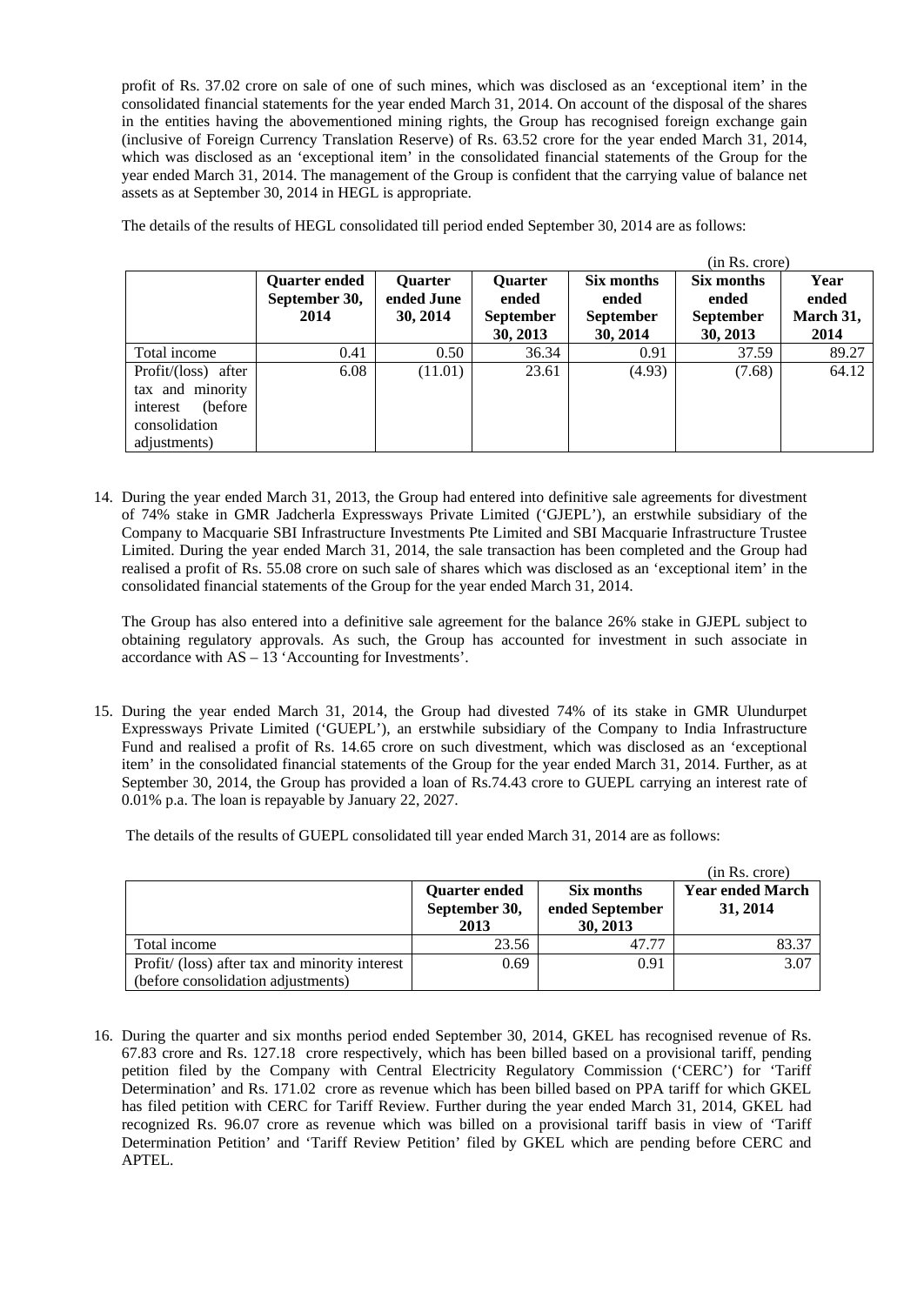profit of Rs. 37.02 crore on sale of one of such mines, which was disclosed as an 'exceptional item' in the consolidated financial statements for the year ended March 31, 2014. On account of the disposal of the shares in the entities having the abovementioned mining rights, the Group has recognised foreign exchange gain (inclusive of Foreign Currency Translation Reserve) of Rs. 63.52 crore for the year ended March 31, 2014, which was disclosed as an 'exceptional item' in the consolidated financial statements of the Group for the year ended March 31, 2014. The management of the Group is confident that the carrying value of balance net assets as at September 30, 2014 in HEGL is appropriate.

The details of the results of HEGL consolidated till period ended September 30, 2014 are as follows:

(in Rs. crore)

| | Quarter ended September 30, 2014 | Quarter ended June 30, 2014 | Quarter ended September 30, 2013 | Six months ended September 30, 2014 | Six months ended September 30, 2013 | Year ended March 31, 2014 |
|---|---|---|---|---|---|---|
| Total income | 0.41 | 0.50 | 36.34 | 0.91 | 37.59 | 89.27 |
| Profit/(loss) after tax and minority interest (before consolidation adjustments) | 6.08 | (11.01) | 23.61 | (4.93) | (7.68) | 64.12 |

14. During the year ended March 31, 2013, the Group had entered into definitive sale agreements for divestment of 74% stake in GMR Jadcherla Expressways Private Limited ('GJEPL'), an erstwhile subsidiary of the Company to Macquarie SBI Infrastructure Investments Pte Limited and SBI Macquarie Infrastructure Trustee Limited. During the year ended March 31, 2014, the sale transaction has been completed and the Group had realised a profit of Rs. 55.08 crore on such sale of shares which was disclosed as an 'exceptional item' in the consolidated financial statements of the Group for the year ended March 31, 2014.

    The Group has also entered into a definitive sale agreement for the balance 26% stake in GJEPL subject to obtaining regulatory approvals. As such, the Group has accounted for investment in such associate in accordance with AS – 13 'Accounting for Investments'.

15. During the year ended March 31, 2014, the Group had divested 74% of its stake in GMR Ulundurpet Expressways Private Limited ('GUEPL'), an erstwhile subsidiary of the Company to India Infrastructure Fund and realised a profit of Rs. 14.65 crore on such divestment, which was disclosed as an 'exceptional item' in the consolidated financial statements of the Group for the year ended March 31, 2014. Further, as at September 30, 2014, the Group has provided a loan of Rs.74.43 crore to GUEPL carrying an interest rate of 0.01% p.a. The loan is repayable by January 22, 2027.

    The details of the results of GUEPL consolidated till year ended March 31, 2014 are as follows:

(in Rs. crore)

| | Quarter ended September 30, 2013 | Six months ended September 30, 2013 | Year ended March 31, 2014 |
|---|---|---|---|
| Total income | 23.56 | 47.77 | 83.37 |
| Profit/ (loss) after tax and minority interest (before consolidation adjustments) | 0.69 | 0.91 | 3.07 |

16. During the quarter and six months period ended September 30, 2014, GKEL has recognised revenue of Rs. 67.83 crore and Rs. 127.18 crore respectively, which has been billed based on a provisional tariff, pending petition filed by the Company with Central Electricity Regulatory Commission ('CERC') for 'Tariff Determination' and Rs. 171.02 crore as revenue which has been billed based on PPA tariff for which GKEL has filed petition with CERC for Tariff Review. Further during the year ended March 31, 2014, GKEL had recognized Rs. 96.07 crore as revenue which was billed on a provisional tariff basis in view of 'Tariff Determination Petition' and 'Tariff Review Petition' filed by GKEL which are pending before CERC and APTEL.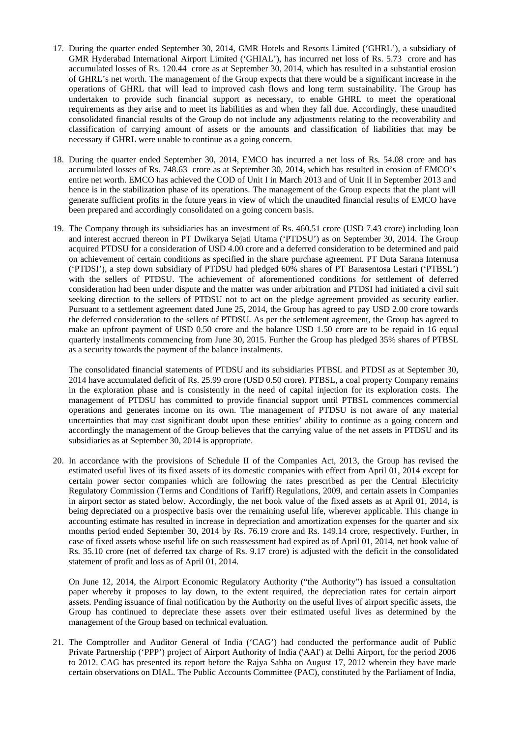17. During the quarter ended September 30, 2014, GMR Hotels and Resorts Limited ('GHRL'), a subsidiary of GMR Hyderabad International Airport Limited ('GHIAL'), has incurred net loss of Rs. 5.73 crore and has accumulated losses of Rs. 120.44 crore as at September 30, 2014, which has resulted in a substantial erosion of GHRL's net worth. The management of the Group expects that there would be a significant increase in the operations of GHRL that will lead to improved cash flows and long term sustainability. The Group has undertaken to provide such financial support as necessary, to enable GHRL to meet the operational requirements as they arise and to meet its liabilities as and when they fall due. Accordingly, these unaudited consolidated financial results of the Group do not include any adjustments relating to the recoverability and classification of carrying amount of assets or the amounts and classification of liabilities that may be necessary if GHRL were unable to continue as a going concern.

18. During the quarter ended September 30, 2014, EMCO has incurred a net loss of Rs. 54.08 crore and has accumulated losses of Rs. 748.63 crore as at September 30, 2014, which has resulted in erosion of EMCO's entire net worth. EMCO has achieved the COD of Unit I in March 2013 and of Unit II in September 2013 and hence is in the stabilization phase of its operations. The management of the Group expects that the plant will generate sufficient profits in the future years in view of which the unaudited financial results of EMCO have been prepared and accordingly consolidated on a going concern basis.

19. The Company through its subsidiaries has an investment of Rs. 460.51 crore (USD 7.43 crore) including loan and interest accrued thereon in PT Dwikarya Sejati Utama ('PTDSU') as on September 30, 2014. The Group acquired PTDSU for a consideration of USD 4.00 crore and a deferred consideration to be determined and paid on achievement of certain conditions as specified in the share purchase agreement. PT Duta Sarana Internusa ('PTDSI'), a step down subsidiary of PTDSU had pledged 60% shares of PT Barasentosa Lestari ('PTBSL') with the sellers of PTDSU. The achievement of aforementioned conditions for settlement of deferred consideration had been under dispute and the matter was under arbitration and PTDSI had initiated a civil suit seeking direction to the sellers of PTDSU not to act on the pledge agreement provided as security earlier. Pursuant to a settlement agreement dated June 25, 2014, the Group has agreed to pay USD 2.00 crore towards the deferred consideration to the sellers of PTDSU. As per the settlement agreement, the Group has agreed to make an upfront payment of USD 0.50 crore and the balance USD 1.50 crore are to be repaid in 16 equal quarterly installments commencing from June 30, 2015. Further the Group has pledged 35% shares of PTBSL as a security towards the payment of the balance instalments.

    The consolidated financial statements of PTDSU and its subsidiaries PTBSL and PTDSI as at September 30, 2014 have accumulated deficit of Rs. 25.99 crore (USD 0.50 crore). PTBSL, a coal property Company remains in the exploration phase and is consistently in the need of capital injection for its exploration costs. The management of PTDSU has committed to provide financial support until PTBSL commences commercial operations and generates income on its own. The management of PTDSU is not aware of any material uncertainties that may cast significant doubt upon these entities' ability to continue as a going concern and accordingly the management of the Group believes that the carrying value of the net assets in PTDSU and its subsidiaries as at September 30, 2014 is appropriate.

20. In accordance with the provisions of Schedule II of the Companies Act, 2013, the Group has revised the estimated useful lives of its fixed assets of its domestic companies with effect from April 01, 2014 except for certain power sector companies which are following the rates prescribed as per the Central Electricity Regulatory Commission (Terms and Conditions of Tariff) Regulations, 2009, and certain assets in Companies in airport sector as stated below. Accordingly, the net book value of the fixed assets as at April 01, 2014, is being depreciated on a prospective basis over the remaining useful life, wherever applicable. This change in accounting estimate has resulted in increase in depreciation and amortization expenses for the quarter and six months period ended September 30, 2014 by Rs. 76.19 crore and Rs. 149.14 crore, respectively. Further, in case of fixed assets whose useful life on such reassessment had expired as of April 01, 2014, net book value of Rs. 35.10 crore (net of deferred tax charge of Rs. 9.17 crore) is adjusted with the deficit in the consolidated statement of profit and loss as of April 01, 2014.

    On June 12, 2014, the Airport Economic Regulatory Authority ("the Authority") has issued a consultation paper whereby it proposes to lay down, to the extent required, the depreciation rates for certain airport assets. Pending issuance of final notification by the Authority on the useful lives of airport specific assets, the Group has continued to depreciate these assets over their estimated useful lives as determined by the management of the Group based on technical evaluation.

21. The Comptroller and Auditor General of India ('CAG') had conducted the performance audit of Public Private Partnership ('PPP') project of Airport Authority of India ('AAI') at Delhi Airport, for the period 2006 to 2012. CAG has presented its report before the Rajya Sabha on August 17, 2012 wherein they have made certain observations on DIAL. The Public Accounts Committee (PAC), constituted by the Parliament of India,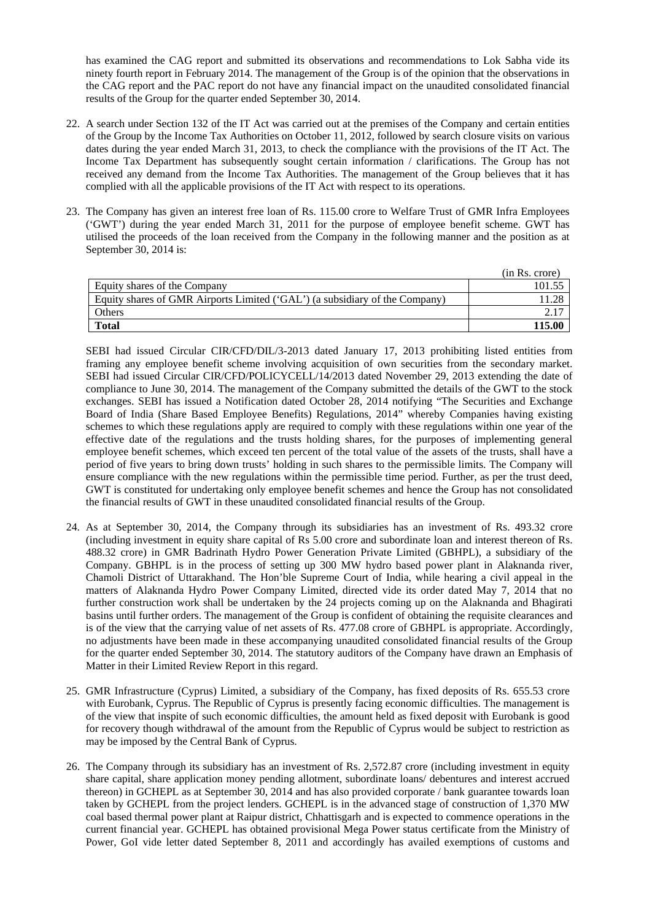has examined the CAG report and submitted its observations and recommendations to Lok Sabha vide its ninety fourth report in February 2014. The management of the Group is of the opinion that the observations in the CAG report and the PAC report do not have any financial impact on the unaudited consolidated financial results of the Group for the quarter ended September 30, 2014.

22. A search under Section 132 of the IT Act was carried out at the premises of the Company and certain entities of the Group by the Income Tax Authorities on October 11, 2012, followed by search closure visits on various dates during the year ended March 31, 2013, to check the compliance with the provisions of the IT Act. The Income Tax Department has subsequently sought certain information / clarifications. The Group has not received any demand from the Income Tax Authorities. The management of the Group believes that it has complied with all the applicable provisions of the IT Act with respect to its operations.

23. The Company has given an interest free loan of Rs. 115.00 crore to Welfare Trust of GMR Infra Employees ('GWT') during the year ended March 31, 2011 for the purpose of employee benefit scheme. GWT has utilised the proceeds of the loan received from the Company in the following manner and the position as at September 30, 2014 is:

| | (in Rs. crore) |
|---|---|
| Equity shares of the Company | 101.55 |
| Equity shares of GMR Airports Limited ('GAL') (a subsidiary of the Company) | 11.28 |
| Others | 2.17 |
| **Total** | **115.00** |

SEBI had issued Circular CIR/CFD/DIL/3-2013 dated January 17, 2013 prohibiting listed entities from framing any employee benefit scheme involving acquisition of own securities from the secondary market. SEBI had issued Circular CIR/CFD/POLICYCELL/14/2013 dated November 29, 2013 extending the date of compliance to June 30, 2014. The management of the Company submitted the details of the GWT to the stock exchanges. SEBI has issued a Notification dated October 28, 2014 notifying "The Securities and Exchange Board of India (Share Based Employee Benefits) Regulations, 2014" whereby Companies having existing schemes to which these regulations apply are required to comply with these regulations within one year of the effective date of the regulations and the trusts holding shares, for the purposes of implementing general employee benefit schemes, which exceed ten percent of the total value of the assets of the trusts, shall have a period of five years to bring down trusts' holding in such shares to the permissible limits. The Company will ensure compliance with the new regulations within the permissible time period. Further, as per the trust deed, GWT is constituted for undertaking only employee benefit schemes and hence the Group has not consolidated the financial results of GWT in these unaudited consolidated financial results of the Group.

24. As at September 30, 2014, the Company through its subsidiaries has an investment of Rs. 493.32 crore (including investment in equity share capital of Rs 5.00 crore and subordinate loan and interest thereon of Rs. 488.32 crore) in GMR Badrinath Hydro Power Generation Private Limited (GBHPL), a subsidiary of the Company. GBHPL is in the process of setting up 300 MW hydro based power plant in Alaknanda river, Chamoli District of Uttarakhand. The Hon'ble Supreme Court of India, while hearing a civil appeal in the matters of Alaknanda Hydro Power Company Limited, directed vide its order dated May 7, 2014 that no further construction work shall be undertaken by the 24 projects coming up on the Alaknanda and Bhagirati basins until further orders. The management of the Group is confident of obtaining the requisite clearances and is of the view that the carrying value of net assets of Rs. 477.08 crore of GBHPL is appropriate. Accordingly, no adjustments have been made in these accompanying unaudited consolidated financial results of the Group for the quarter ended September 30, 2014. The statutory auditors of the Company have drawn an Emphasis of Matter in their Limited Review Report in this regard.

25. GMR Infrastructure (Cyprus) Limited, a subsidiary of the Company, has fixed deposits of Rs. 655.53 crore with Eurobank, Cyprus. The Republic of Cyprus is presently facing economic difficulties. The management is of the view that inspite of such economic difficulties, the amount held as fixed deposit with Eurobank is good for recovery though withdrawal of the amount from the Republic of Cyprus would be subject to restriction as may be imposed by the Central Bank of Cyprus.

26. The Company through its subsidiary has an investment of Rs. 2,572.87 crore (including investment in equity share capital, share application money pending allotment, subordinate loans/ debentures and interest accrued thereon) in GCHEPL as at September 30, 2014 and has also provided corporate / bank guarantee towards loan taken by GCHEPL from the project lenders. GCHEPL is in the advanced stage of construction of 1,370 MW coal based thermal power plant at Raipur district, Chhattisgarh and is expected to commence operations in the current financial year. GCHEPL has obtained provisional Mega Power status certificate from the Ministry of Power, GoI vide letter dated September 8, 2011 and accordingly has availed exemptions of customs and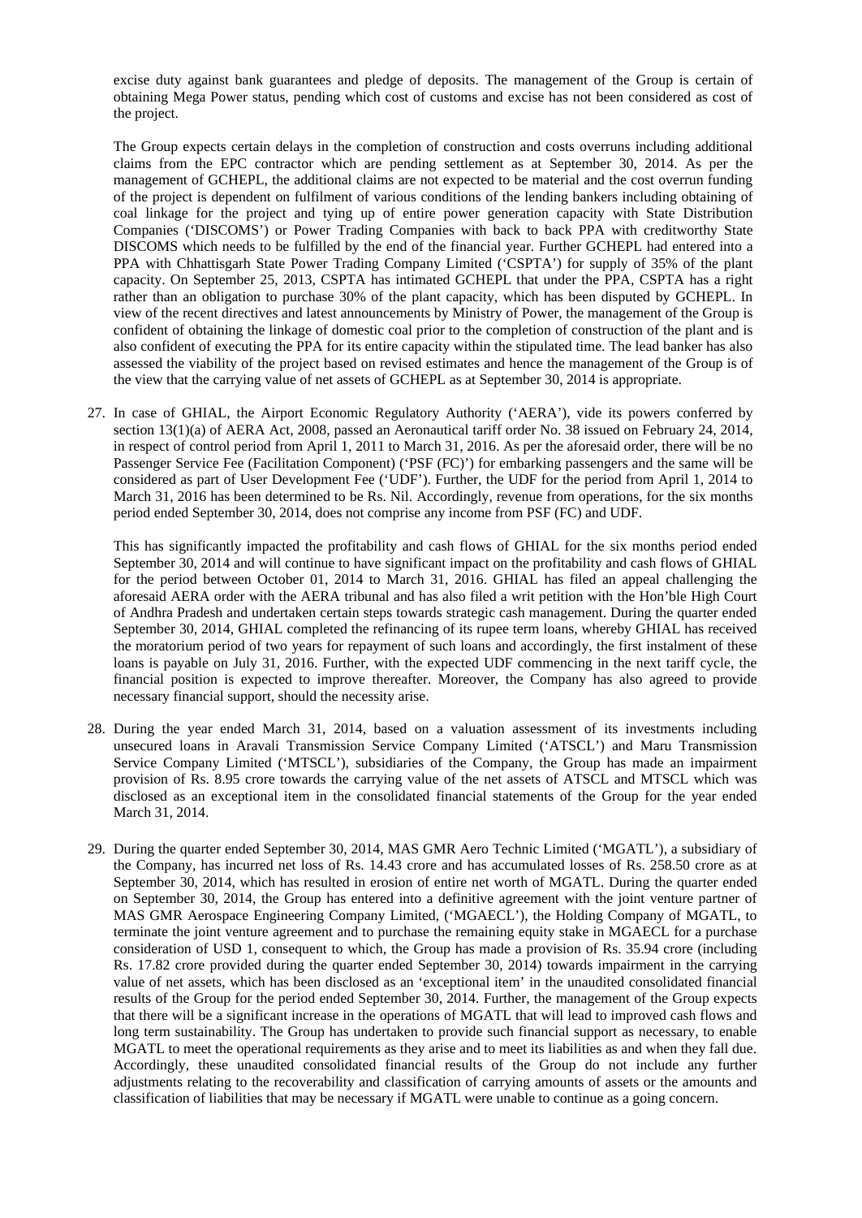excise duty against bank guarantees and pledge of deposits. The management of the Group is certain of obtaining Mega Power status, pending which cost of customs and excise has not been considered as cost of the project.

The Group expects certain delays in the completion of construction and costs overruns including additional claims from the EPC contractor which are pending settlement as at September 30, 2014. As per the management of GCHEPL, the additional claims are not expected to be material and the cost overrun funding of the project is dependent on fulfilment of various conditions of the lending bankers including obtaining of coal linkage for the project and tying up of entire power generation capacity with State Distribution Companies ('DISCOMS') or Power Trading Companies with back to back PPA with creditworthy State DISCOMS which needs to be fulfilled by the end of the financial year. Further GCHEPL had entered into a PPA with Chhattisgarh State Power Trading Company Limited ('CSPTA') for supply of 35% of the plant capacity. On September 25, 2013, CSPTA has intimated GCHEPL that under the PPA, CSPTA has a right rather than an obligation to purchase 30% of the plant capacity, which has been disputed by GCHEPL. In view of the recent directives and latest announcements by Ministry of Power, the management of the Group is confident of obtaining the linkage of domestic coal prior to the completion of construction of the plant and is also confident of executing the PPA for its entire capacity within the stipulated time. The lead banker has also assessed the viability of the project based on revised estimates and hence the management of the Group is of the view that the carrying value of net assets of GCHEPL as at September 30, 2014 is appropriate.

27. In case of GHIAL, the Airport Economic Regulatory Authority ('AERA'), vide its powers conferred by section 13(1)(a) of AERA Act, 2008, passed an Aeronautical tariff order No. 38 issued on February 24, 2014, in respect of control period from April 1, 2011 to March 31, 2016. As per the aforesaid order, there will be no Passenger Service Fee (Facilitation Component) ('PSF (FC)') for embarking passengers and the same will be considered as part of User Development Fee ('UDF'). Further, the UDF for the period from April 1, 2014 to March 31, 2016 has been determined to be Rs. Nil. Accordingly, revenue from operations, for the six months period ended September 30, 2014, does not comprise any income from PSF (FC) and UDF.

    This has significantly impacted the profitability and cash flows of GHIAL for the six months period ended September 30, 2014 and will continue to have significant impact on the profitability and cash flows of GHIAL for the period between October 01, 2014 to March 31, 2016. GHIAL has filed an appeal challenging the aforesaid AERA order with the AERA tribunal and has also filed a writ petition with the Hon'ble High Court of Andhra Pradesh and undertaken certain steps towards strategic cash management. During the quarter ended September 30, 2014, GHIAL completed the refinancing of its rupee term loans, whereby GHIAL has received the moratorium period of two years for repayment of such loans and accordingly, the first instalment of these loans is payable on July 31, 2016. Further, with the expected UDF commencing in the next tariff cycle, the financial position is expected to improve thereafter. Moreover, the Company has also agreed to provide necessary financial support, should the necessity arise.

28. During the year ended March 31, 2014, based on a valuation assessment of its investments including unsecured loans in Aravali Transmission Service Company Limited ('ATSCL') and Maru Transmission Service Company Limited ('MTSCL'), subsidiaries of the Company, the Group has made an impairment provision of Rs. 8.95 crore towards the carrying value of the net assets of ATSCL and MTSCL which was disclosed as an exceptional item in the consolidated financial statements of the Group for the year ended March 31, 2014.

29. During the quarter ended September 30, 2014, MAS GMR Aero Technic Limited ('MGATL'), a subsidiary of the Company, has incurred net loss of Rs. 14.43 crore and has accumulated losses of Rs. 258.50 crore as at September 30, 2014, which has resulted in erosion of entire net worth of MGATL. During the quarter ended on September 30, 2014, the Group has entered into a definitive agreement with the joint venture partner of MAS GMR Aerospace Engineering Company Limited, ('MGAECL'), the Holding Company of MGATL, to terminate the joint venture agreement and to purchase the remaining equity stake in MGAECL for a purchase consideration of USD 1, consequent to which, the Group has made a provision of Rs. 35.94 crore (including Rs. 17.82 crore provided during the quarter ended September 30, 2014) towards impairment in the carrying value of net assets, which has been disclosed as an 'exceptional item' in the unaudited consolidated financial results of the Group for the period ended September 30, 2014. Further, the management of the Group expects that there will be a significant increase in the operations of MGATL that will lead to improved cash flows and long term sustainability. The Group has undertaken to provide such financial support as necessary, to enable MGATL to meet the operational requirements as they arise and to meet its liabilities as and when they fall due. Accordingly, these unaudited consolidated financial results of the Group do not include any further adjustments relating to the recoverability and classification of carrying amounts of assets or the amounts and classification of liabilities that may be necessary if MGATL were unable to continue as a going concern.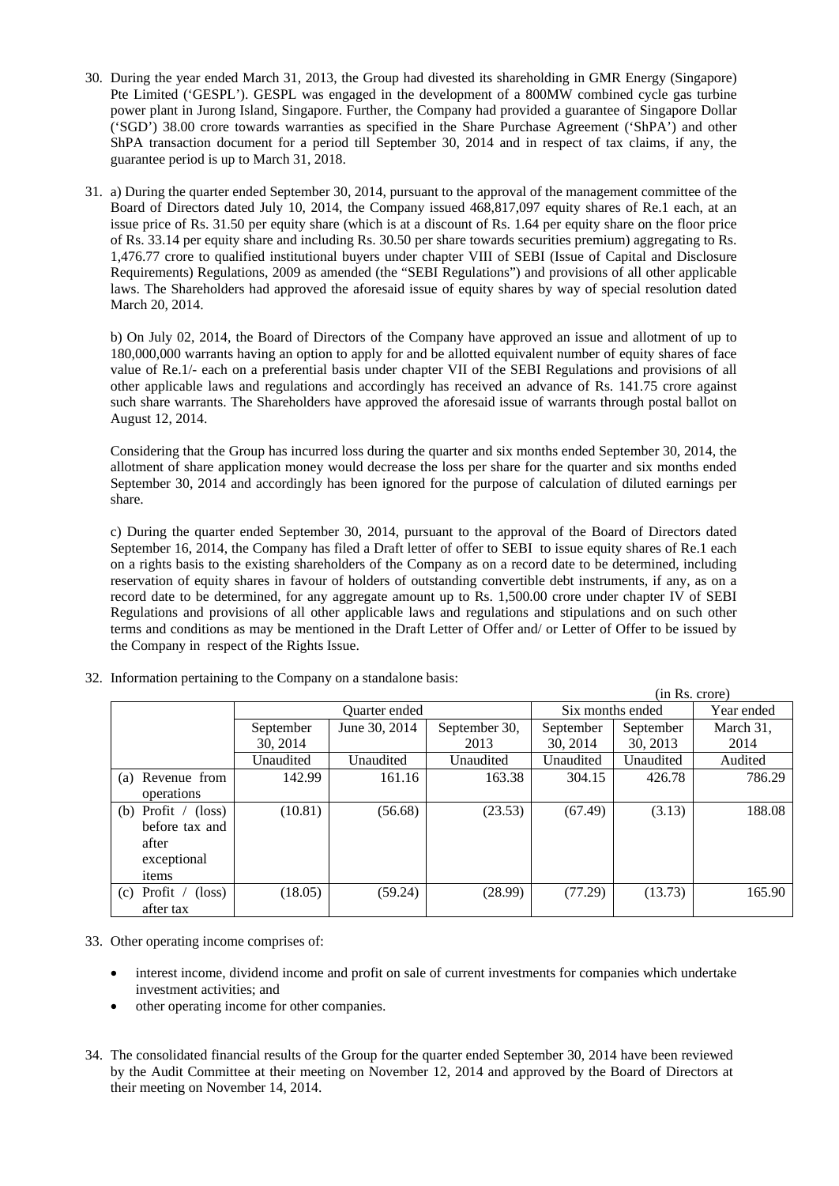30. During the year ended March 31, 2013, the Group had divested its shareholding in GMR Energy (Singapore) Pte Limited ('GESPL'). GESPL was engaged in the development of a 800MW combined cycle gas turbine power plant in Jurong Island, Singapore. Further, the Company had provided a guarantee of Singapore Dollar ('SGD') 38.00 crore towards warranties as specified in the Share Purchase Agreement ('ShPA') and other ShPA transaction document for a period till September 30, 2014 and in respect of tax claims, if any, the guarantee period is up to March 31, 2018.

31. a) During the quarter ended September 30, 2014, pursuant to the approval of the management committee of the Board of Directors dated July 10, 2014, the Company issued 468,817,097 equity shares of Re.1 each, at an issue price of Rs. 31.50 per equity share (which is at a discount of Rs. 1.64 per equity share on the floor price of Rs. 33.14 per equity share and including Rs. 30.50 per share towards securities premium) aggregating to Rs. 1,476.77 crore to qualified institutional buyers under chapter VIII of SEBI (Issue of Capital and Disclosure Requirements) Regulations, 2009 as amended (the "SEBI Regulations") and provisions of all other applicable laws. The Shareholders had approved the aforesaid issue of equity shares by way of special resolution dated March 20, 2014.

    b) On July 02, 2014, the Board of Directors of the Company have approved an issue and allotment of up to 180,000,000 warrants having an option to apply for and be allotted equivalent number of equity shares of face value of Re.1/- each on a preferential basis under chapter VII of the SEBI Regulations and provisions of all other applicable laws and regulations and accordingly has received an advance of Rs. 141.75 crore against such share warrants. The Shareholders have approved the aforesaid issue of warrants through postal ballot on August 12, 2014.

    Considering that the Group has incurred loss during the quarter and six months ended September 30, 2014, the allotment of share application money would decrease the loss per share for the quarter and six months ended September 30, 2014 and accordingly has been ignored for the purpose of calculation of diluted earnings per share.

    c) During the quarter ended September 30, 2014, pursuant to the approval of the Board of Directors dated September 16, 2014, the Company has filed a Draft letter of offer to SEBI to issue equity shares of Re.1 each on a rights basis to the existing shareholders of the Company as on a record date to be determined, including reservation of equity shares in favour of holders of outstanding convertible debt instruments, if any, as on a record date to be determined, for any aggregate amount up to Rs. 1,500.00 crore under chapter IV of SEBI Regulations and provisions of all other applicable laws and regulations and stipulations and on such other terms and conditions as may be mentioned in the Draft Letter of Offer and/ or Letter of Offer to be issued by the Company in respect of the Rights Issue.

32. Information pertaining to the Company on a standalone basis:

(in Rs. crore)

| | Quarter ended | | | Six months ended | | Year ended |
|---|---|---|---|---|---|---|
| | September 30, 2014 | June 30, 2014 | September 30, 2013 | September 30, 2014 | September 30, 2013 | March 31, 2014 |
| | Unaudited | Unaudited | Unaudited | Unaudited | Unaudited | Audited |
| (a) Revenue from operations | 142.99 | 161.16 | 163.38 | 304.15 | 426.78 | 786.29 |
| (b) Profit / (loss) before tax and after exceptional items | (10.81) | (56.68) | (23.53) | (67.49) | (3.13) | 188.08 |
| (c) Profit / (loss) after tax | (18.05) | (59.24) | (28.99) | (77.29) | (13.73) | 165.90 |

33. Other operating income comprises of:

    - interest income, dividend income and profit on sale of current investments for companies which undertake investment activities; and
    - other operating income for other companies.

34. The consolidated financial results of the Group for the quarter ended September 30, 2014 have been reviewed by the Audit Committee at their meeting on November 12, 2014 and approved by the Board of Directors at their meeting on November 14, 2014.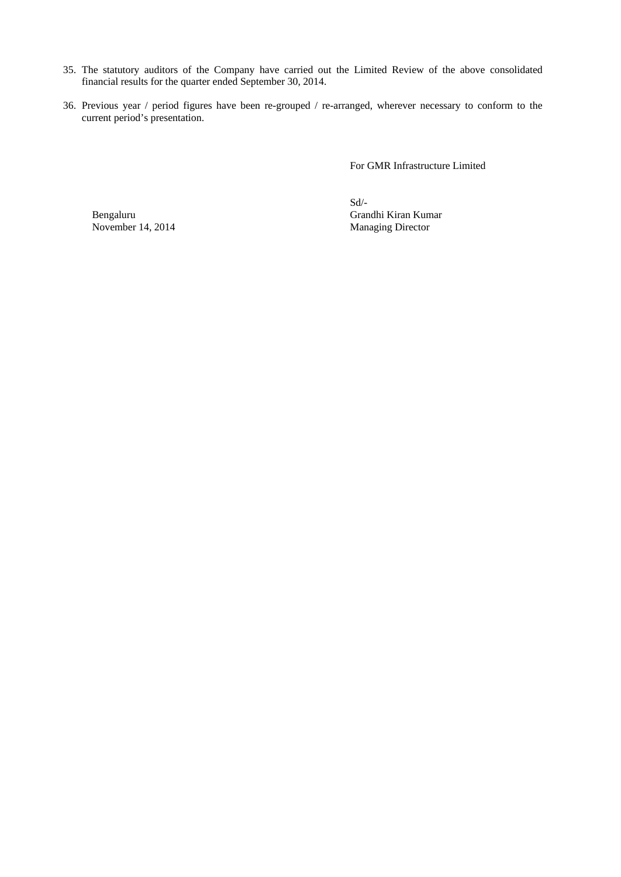35. The statutory auditors of the Company have carried out the Limited Review of the above consolidated financial results for the quarter ended September 30, 2014.

36. Previous year / period figures have been re-grouped / re-arranged, wherever necessary to conform to the current period's presentation.

For GMR Infrastructure Limited

Sd/-
Grandhi Kiran Kumar
Managing Director

Bengaluru
November 14, 2014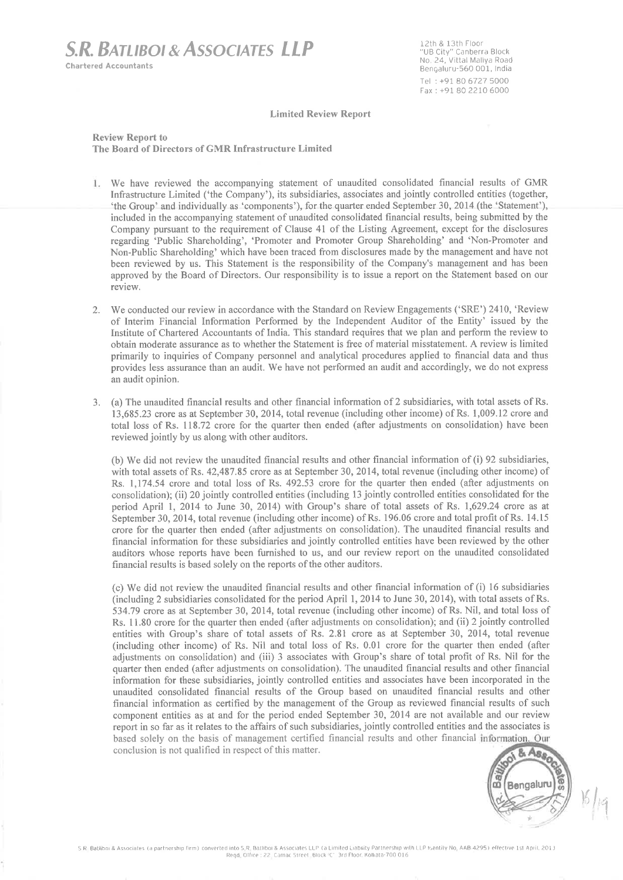# S.R. BATLIBOI & ASSOCIATES LLP

Chartered Accountants

12th & 13th Floor
"UB City" Canberra Block
No. 24, Vittal Mallya Road
Bengaluru-560 001, India
Tel : +91 80 6727 5000
Fax : +91 80 2210 6000

## Limited Review Report

**Review Report to**
**The Board of Directors of GMR Infrastructure Limited**

1. We have reviewed the accompanying statement of unaudited consolidated financial results of GMR Infrastructure Limited ('the Company'), its subsidiaries, associates and jointly controlled entities (together, 'the Group' and individually as 'components'), for the quarter ended September 30, 2014 (the 'Statement'), included in the accompanying statement of unaudited consolidated financial results, being submitted by the Company pursuant to the requirement of Clause 41 of the Listing Agreement, except for the disclosures regarding 'Public Shareholding', 'Promoter and Promoter Group Shareholding' and 'Non-Promoter and Non-Public Shareholding' which have been traced from disclosures made by the management and have not been reviewed by us. This Statement is the responsibility of the Company's management and has been approved by the Board of Directors. Our responsibility is to issue a report on the Statement based on our review.

2. We conducted our review in accordance with the Standard on Review Engagements ('SRE') 2410, 'Review of Interim Financial Information Performed by the Independent Auditor of the Entity' issued by the Institute of Chartered Accountants of India. This standard requires that we plan and perform the review to obtain moderate assurance as to whether the Statement is free of material misstatement. A review is limited primarily to inquiries of Company personnel and analytical procedures applied to financial data and thus provides less assurance than an audit. We have not performed an audit and accordingly, we do not express an audit opinion.

3. (a) The unaudited financial results and other financial information of 2 subsidiaries, with total assets of Rs. 13,685.23 crore as at September 30, 2014, total revenue (including other income) of Rs. 1,009.12 crore and total loss of Rs. 118.72 crore for the quarter then ended (after adjustments on consolidation) have been reviewed jointly by us along with other auditors.

   (b) We did not review the unaudited financial results and other financial information of (i) 92 subsidiaries, with total assets of Rs. 42,487.85 crore as at September 30, 2014, total revenue (including other income) of Rs. 1,174.54 crore and total loss of Rs. 492.53 crore for the quarter then ended (after adjustments on consolidation); (ii) 20 jointly controlled entities (including 13 jointly controlled entities consolidated for the period April 1, 2014 to June 30, 2014) with Group's share of total assets of Rs. 1,629.24 crore as at September 30, 2014, total revenue (including other income) of Rs. 196.06 crore and total profit of Rs. 14.15 crore for the quarter then ended (after adjustments on consolidation). The unaudited financial results and financial information for these subsidiaries and jointly controlled entities have been reviewed by the other auditors whose reports have been furnished to us, and our review report on the unaudited consolidated financial results is based solely on the reports of the other auditors.

   (c) We did not review the unaudited financial results and other financial information of (i) 16 subsidiaries (including 2 subsidiaries consolidated for the period April 1, 2014 to June 30, 2014), with total assets of Rs. 534.79 crore as at September 30, 2014, total revenue (including other income) of Rs. Nil, and total loss of Rs. 11.80 crore for the quarter then ended (after adjustments on consolidation); and (ii) 2 jointly controlled entities with Group's share of total assets of Rs. 2.81 crore as at September 30, 2014, total revenue (including other income) of Rs. Nil and total loss of Rs. 0.01 crore for the quarter then ended (after adjustments on consolidation) and (iii) 3 associates with Group's share of total profit of Rs. Nil for the quarter then ended (after adjustments on consolidation). The unaudited financial results and other financial information for these subsidiaries, jointly controlled entities and associates have been incorporated in the unaudited consolidated financial results of the Group based on unaudited financial results and other financial information as certified by the management of the Group as reviewed financial results of such component entities as at and for the period ended September 30, 2014 are not available and our review report in so far as it relates to the affairs of such subsidiaries, jointly controlled entities and the associates is based solely on the basis of management certified financial results and other financial information. Our conclusion is not qualified in respect of this matter.

S.R. Batliboi & Associates (a partnership firm) converted into S.R. Batliboi & Associates LLP (a Limited Liability Partnership with LLP Identity No. AAB-4295) effective 1st April, 2013
Regd. Office : 22, Camac Street, Block 'C', 3rd Floor, Kolkata-700 016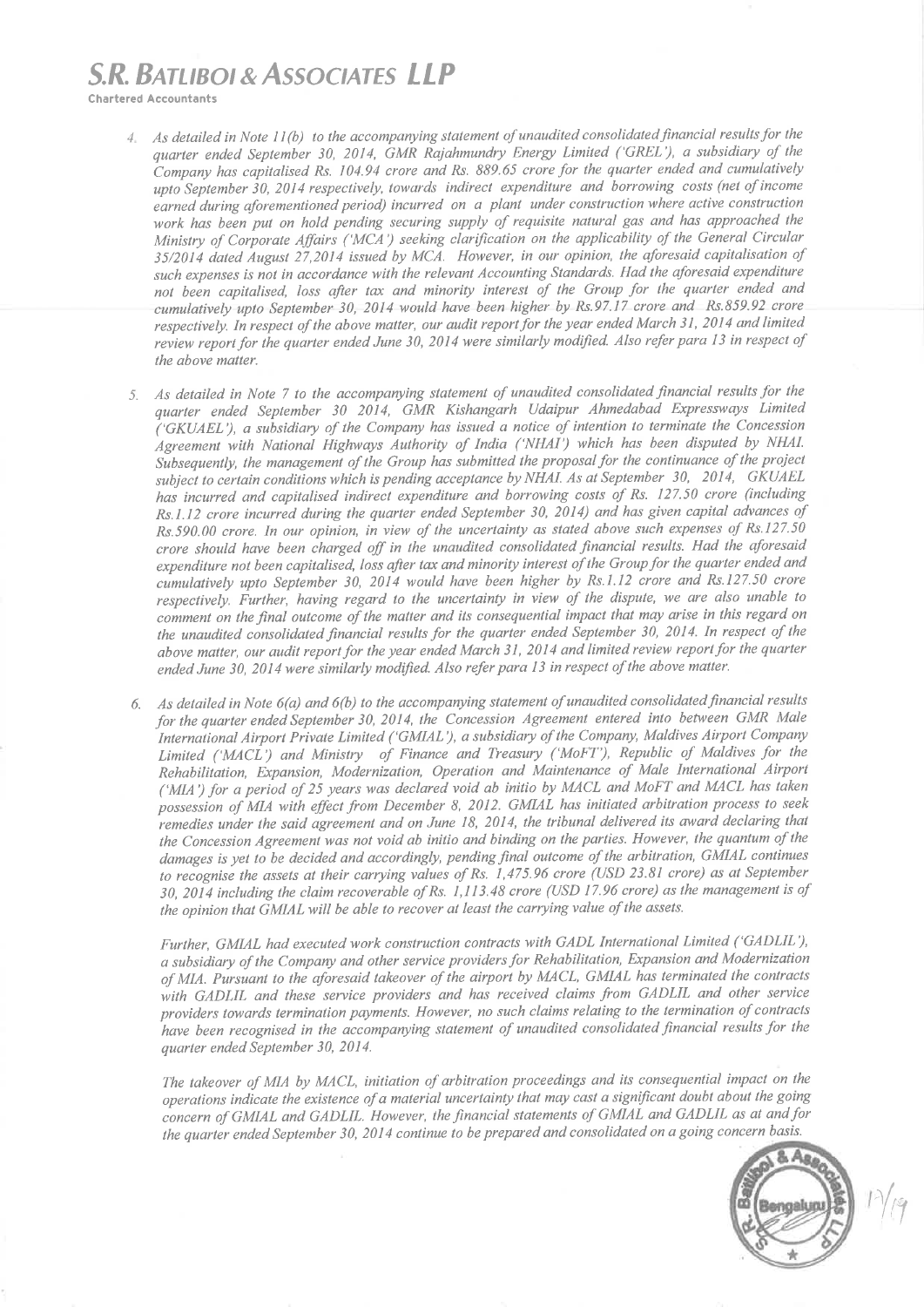# S.R. BATLIBOI & ASSOCIATES LLP

Chartered Accountants

4. *As detailed in Note 11(b) to the accompanying statement of unaudited consolidated financial results for the quarter ended September 30, 2014, GMR Rajahmundry Energy Limited ('GREL'), a subsidiary of the Company has capitalised Rs. 104.94 crore and Rs. 889.65 crore for the quarter ended and cumulatively upto September 30, 2014 respectively, towards indirect expenditure and borrowing costs (net of income earned during aforementioned period) incurred on a plant under construction where active construction work has been put on hold pending securing supply of requisite natural gas and has approached the Ministry of Corporate Affairs ('MCA') seeking clarification on the applicability of the General Circular 35/2014 dated August 27,2014 issued by MCA. However, in our opinion, the aforesaid capitalisation of such expenses is not in accordance with the relevant Accounting Standards. Had the aforesaid expenditure not been capitalised, loss after tax and minority interest of the Group for the quarter ended and cumulatively upto September 30, 2014 would have been higher by Rs.97.17 crore and Rs.859.92 crore respectively. In respect of the above matter, our audit report for the year ended March 31, 2014 and limited review report for the quarter ended June 30, 2014 were similarly modified. Also refer para 13 in respect of the above matter.*

5. *As detailed in Note 7 to the accompanying statement of unaudited consolidated financial results for the quarter ended September 30 2014, GMR Kishangarh Udaipur Ahmedabad Expressways Limited ('GKUAEL'), a subsidiary of the Company has issued a notice of intention to terminate the Concession Agreement with National Highways Authority of India ('NHAI') which has been disputed by NHAI. Subsequently, the management of the Group has submitted the proposal for the continuance of the project subject to certain conditions which is pending acceptance by NHAI. As at September 30, 2014, GKUAEL has incurred and capitalised indirect expenditure and borrowing costs of Rs. 127.50 crore (including Rs.1.12 crore incurred during the quarter ended September 30, 2014) and has given capital advances of Rs.590.00 crore. In our opinion, in view of the uncertainty as stated above such expenses of Rs.127.50 crore should have been charged off in the unaudited consolidated financial results. Had the aforesaid expenditure not been capitalised, loss after tax and minority interest of the Group for the quarter ended and cumulatively upto September 30, 2014 would have been higher by Rs.1.12 crore and Rs.127.50 crore respectively. Further, having regard to the uncertainty in view of the dispute, we are also unable to comment on the final outcome of the matter and its consequential impact that may arise in this regard on the unaudited consolidated financial results for the quarter ended September 30, 2014. In respect of the above matter, our audit report for the year ended March 31, 2014 and limited review report for the quarter ended June 30, 2014 were similarly modified. Also refer para 13 in respect of the above matter.*

6. *As detailed in Note 6(a) and 6(b) to the accompanying statement of unaudited consolidated financial results for the quarter ended September 30, 2014, the Concession Agreement entered into between GMR Male International Airport Private Limited ('GMIAL'), a subsidiary of the Company, Maldives Airport Company Limited ('MACL') and Ministry of Finance and Treasury ('MoFT'), Republic of Maldives for the Rehabilitation, Expansion, Modernization, Operation and Maintenance of Male International Airport ('MIA') for a period of 25 years was declared void ab initio by MACL and MoFT and MACL has taken possession of MIA with effect from December 8, 2012. GMIAL has initiated arbitration process to seek remedies under the said agreement and on June 18, 2014, the tribunal delivered its award declaring that the Concession Agreement was not void ab initio and binding on the parties. However, the quantum of the damages is yet to be decided and accordingly, pending final outcome of the arbitration, GMIAL continues to recognise the assets at their carrying values of Rs. 1,475.96 crore (USD 23.81 crore) as at September 30, 2014 including the claim recoverable of Rs. 1,113.48 crore (USD 17.96 crore) as the management is of the opinion that GMIAL will be able to recover at least the carrying value of the assets.*

   *Further, GMIAL had executed work construction contracts with GADL International Limited ('GADLIL'), a subsidiary of the Company and other service providers for Rehabilitation, Expansion and Modernization of MIA. Pursuant to the aforesaid takeover of the airport by MACL, GMIAL has terminated the contracts with GADLIL and these service providers and has received claims from GADLIL and other service providers towards termination payments. However, no such claims relating to the termination of contracts have been recognised in the accompanying statement of unaudited consolidated financial results for the quarter ended September 30, 2014.*

   *The takeover of MIA by MACL, initiation of arbitration proceedings and its consequential impact on the operations indicate the existence of a material uncertainty that may cast a significant doubt about the going concern of GMIAL and GADLIL. However, the financial statements of GMIAL and GADLIL as at and for the quarter ended September 30, 2014 continue to be prepared and consolidated on a going concern basis.*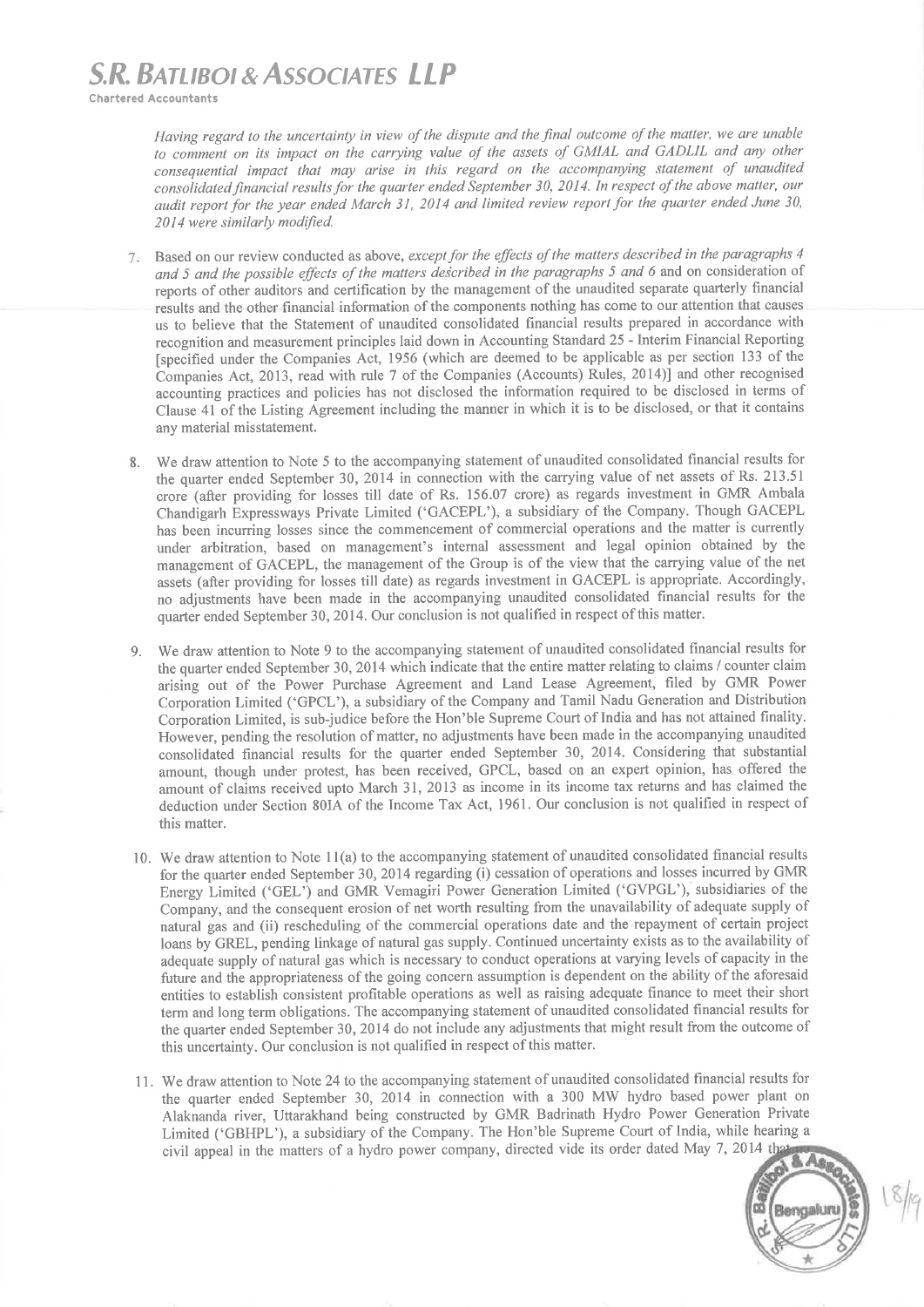# S.R. BATLIBOI & ASSOCIATES LLP

Chartered Accountants

*Having regard to the uncertainty in view of the dispute and the final outcome of the matter, we are unable to comment on its impact on the carrying value of the assets of GMIAL and GADLIL and any other consequential impact that may arise in this regard on the accompanying statement of unaudited consolidated financial results for the quarter ended September 30, 2014. In respect of the above matter, our audit report for the year ended March 31, 2014 and limited review report for the quarter ended June 30, 2014 were similarly modified.*

7. Based on our review conducted as above, *except for the effects of the matters described in the paragraphs 4 and 5 and the possible effects of the matters described in the paragraphs 5 and 6* and on consideration of reports of other auditors and certification by the management of the unaudited separate quarterly financial results and the other financial information of the components nothing has come to our attention that causes us to believe that the Statement of unaudited consolidated financial results prepared in accordance with recognition and measurement principles laid down in Accounting Standard 25 - Interim Financial Reporting [specified under the Companies Act, 1956 (which are deemed to be applicable as per section 133 of the Companies Act, 2013, read with rule 7 of the Companies (Accounts) Rules, 2014)] and other recognised accounting practices and policies has not disclosed the information required to be disclosed in terms of Clause 41 of the Listing Agreement including the manner in which it is to be disclosed, or that it contains any material misstatement.

8. We draw attention to Note 5 to the accompanying statement of unaudited consolidated financial results for the quarter ended September 30, 2014 in connection with the carrying value of net assets of Rs. 213.51 crore (after providing for losses till date of Rs. 156.07 crore) as regards investment in GMR Ambala Chandigarh Expressways Private Limited ('GACEPL'), a subsidiary of the Company. Though GACEPL has been incurring losses since the commencement of commercial operations and the matter is currently under arbitration, based on management's internal assessment and legal opinion obtained by the management of GACEPL, the management of the Group is of the view that the carrying value of the net assets (after providing for losses till date) as regards investment in GACEPL is appropriate. Accordingly, no adjustments have been made in the accompanying unaudited consolidated financial results for the quarter ended September 30, 2014. Our conclusion is not qualified in respect of this matter.

9. We draw attention to Note 9 to the accompanying statement of unaudited consolidated financial results for the quarter ended September 30, 2014 which indicate that the entire matter relating to claims / counter claim arising out of the Power Purchase Agreement and Land Lease Agreement, filed by GMR Power Corporation Limited ('GPCL'), a subsidiary of the Company and Tamil Nadu Generation and Distribution Corporation Limited, is sub-judice before the Hon'ble Supreme Court of India and has not attained finality. However, pending the resolution of matter, no adjustments have been made in the accompanying unaudited consolidated financial results for the quarter ended September 30, 2014. Considering that substantial amount, though under protest, has been received, GPCL, based on an expert opinion, has offered the amount of claims received upto March 31, 2013 as income in its income tax returns and has claimed the deduction under Section 80IA of the Income Tax Act, 1961. Our conclusion is not qualified in respect of this matter.

10. We draw attention to Note 11(a) to the accompanying statement of unaudited consolidated financial results for the quarter ended September 30, 2014 regarding (i) cessation of operations and losses incurred by GMR Energy Limited ('GEL') and GMR Vemagiri Power Generation Limited ('GVPGL'), subsidiaries of the Company, and the consequent erosion of net worth resulting from the unavailability of adequate supply of natural gas and (ii) rescheduling of the commercial operations date and the repayment of certain project loans by GREL, pending linkage of natural gas supply. Continued uncertainty exists as to the availability of adequate supply of natural gas which is necessary to conduct operations at varying levels of capacity in the future and the appropriateness of the going concern assumption is dependent on the ability of the aforesaid entities to establish consistent profitable operations as well as raising adequate finance to meet their short term and long term obligations. The accompanying statement of unaudited consolidated financial results for the quarter ended September 30, 2014 do not include any adjustments that might result from the outcome of this uncertainty. Our conclusion is not qualified in respect of this matter.

11. We draw attention to Note 24 to the accompanying statement of unaudited consolidated financial results for the quarter ended September 30, 2014 in connection with a 300 MW hydro based power plant on Alaknanda river, Uttarakhand being constructed by GMR Badrinath Hydro Power Generation Private Limited ('GBHPL'), a subsidiary of the Company. The Hon'ble Supreme Court of India, while hearing a civil appeal in the matters of a hydro power company, directed vide its order dated May 7, 2014 that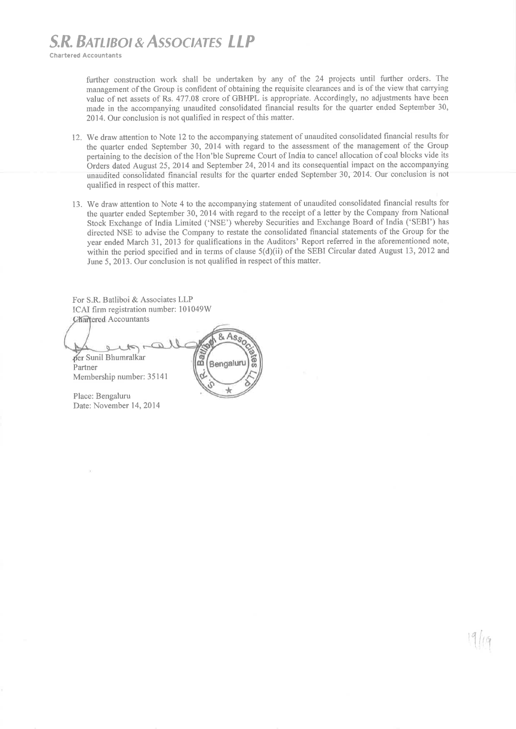further construction work shall be undertaken by any of the 24 projects until further orders. The management of the Group is confident of obtaining the requisite clearances and is of the view that carrying value of net assets of Rs. 477.08 crore of GBHPL is appropriate. Accordingly, no adjustments have been made in the accompanying unaudited consolidated financial results for the quarter ended September 30, 2014. Our conclusion is not qualified in respect of this matter.

12. We draw attention to Note 12 to the accompanying statement of unaudited consolidated financial results for the quarter ended September 30, 2014 with regard to the assessment of the management of the Group pertaining to the decision of the Hon'ble Supreme Court of India to cancel allocation of coal blocks vide its Orders dated August 25, 2014 and September 24, 2014 and its consequential impact on the accompanying unaudited consolidated financial results for the quarter ended September 30, 2014. Our conclusion is not qualified in respect of this matter.

13. We draw attention to Note 4 to the accompanying statement of unaudited consolidated financial results for the quarter ended September 30, 2014 with regard to the receipt of a letter by the Company from National Stock Exchange of India Limited ('NSE') whereby Securities and Exchange Board of India ('SEBI') has directed NSE to advise the Company to restate the consolidated financial statements of the Group for the year ended March 31, 2013 for qualifications in the Auditors' Report referred in the aforementioned note, within the period specified and in terms of clause 5(d)(ii) of the SEBI Circular dated August 13, 2012 and June 5, 2013. Our conclusion is not qualified in respect of this matter.

For S.R. Batliboi & Associates LLP
ICAI firm registration number: 101049W
Chartered Accountants

per Sunil Bhumralkar
Partner
Membership number: 35141

Place: Bengaluru
Date: November 14, 2014